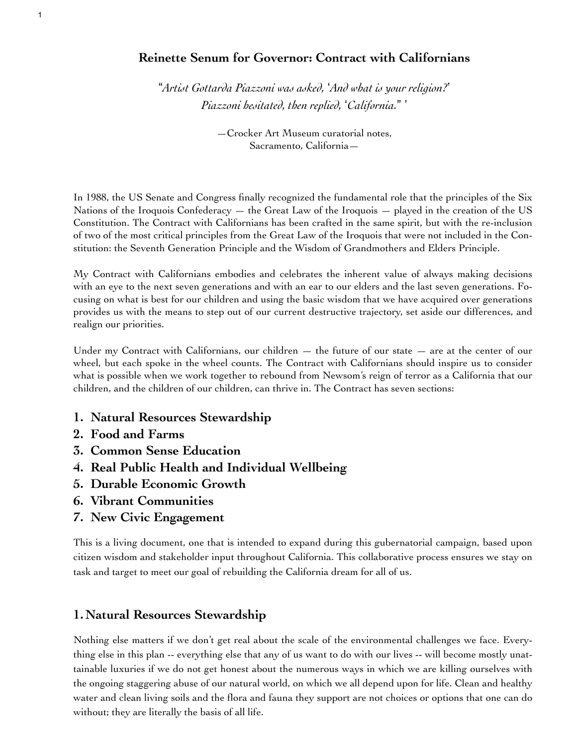# Reinette Senum for Governor: Contract with Californians

*"Artist Gottarda Piazzoni was asked, 'And what is your religion?' Piazzoni hesitated, then replied, 'California.'"*

—Crocker Art Museum curatorial notes, Sacramento, California—

In 1988, the US Senate and Congress finally recognized the fundamental role that the principles of the Six Nations of the Iroquois Confederacy — the Great Law of the Iroquois — played in the creation of the US Constitution. The Contract with Californians has been crafted in the same spirit, but with the re-inclusion of two of the most critical principles from the Great Law of the Iroquois that were not included in the Constitution: the Seventh Generation Principle and the Wisdom of Grandmothers and Elders Principle.

My Contract with Californians embodies and celebrates the inherent value of always making decisions with an eye to the next seven generations and with an ear to our elders and the last seven generations. Focusing on what is best for our children and using the basic wisdom that we have acquired over generations provides us with the means to step out of our current destructive trajectory, set aside our differences, and realign our priorities.

Under my Contract with Californians, our children — the future of our state — are at the center of our wheel, but each spoke in the wheel counts. The Contract with Californians should inspire us to consider what is possible when we work together to rebound from Newsom's reign of terror as a California that our children, and the children of our children, can thrive in. The Contract has seven sections:

1. **Natural Resources Stewardship**
2. **Food and Farms**
3. **Common Sense Education**
4. **Real Public Health and Individual Wellbeing**
5. **Durable Economic Growth**
6. **Vibrant Communities**
7. **New Civic Engagement**

This is a living document, one that is intended to expand during this gubernatorial campaign, based upon citizen wisdom and stakeholder input throughout California. This collaborative process ensures we stay on task and target to meet our goal of rebuilding the California dream for all of us.

## 1. Natural Resources Stewardship

Nothing else matters if we don't get real about the scale of the environmental challenges we face. Everything else in this plan -- everything else that any of us want to do with our lives -- will become mostly unattainable luxuries if we do not get honest about the numerous ways in which we are killing ourselves with the ongoing staggering abuse of our natural world, on which we all depend upon for life. Clean and healthy water and clean living soils and the flora and fauna they support are not choices or options that one can do without; they are literally the basis of all life.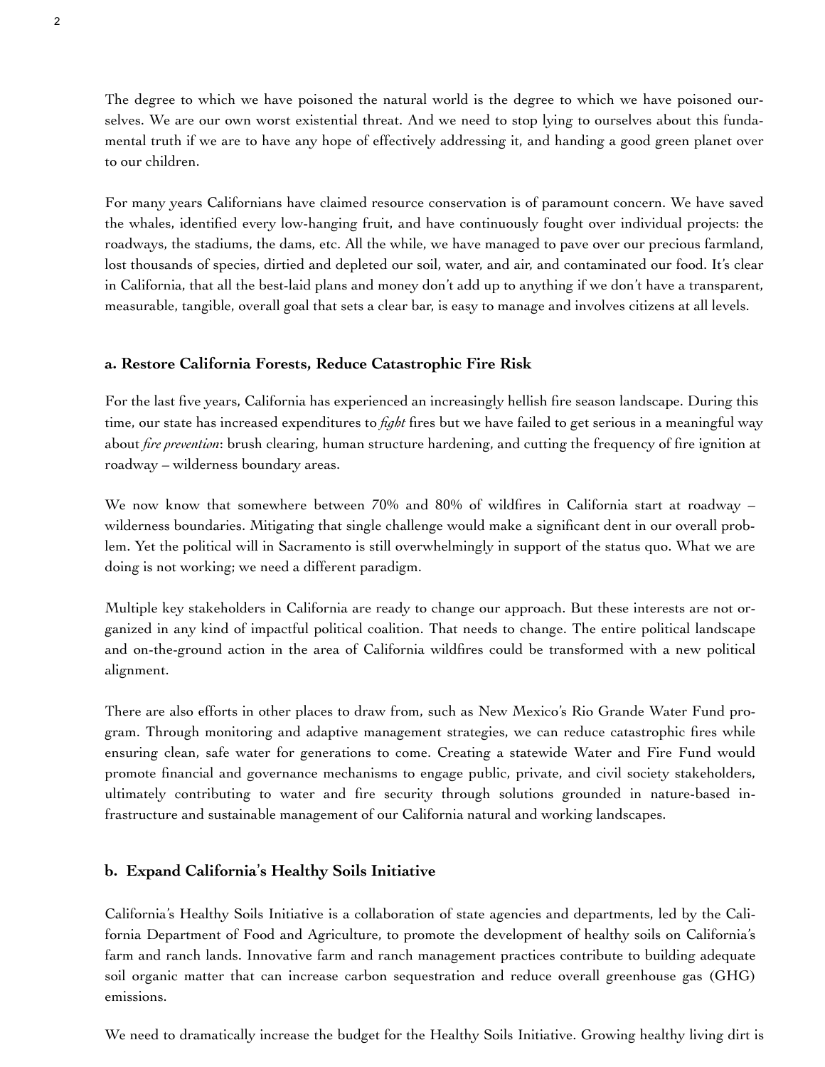The degree to which we have poisoned the natural world is the degree to which we have poisoned ourselves. We are our own worst existential threat. And we need to stop lying to ourselves about this fundamental truth if we are to have any hope of effectively addressing it, and handing a good green planet over to our children.

For many years Californians have claimed resource conservation is of paramount concern. We have saved the whales, identified every low-hanging fruit, and have continuously fought over individual projects: the roadways, the stadiums, the dams, etc. All the while, we have managed to pave over our precious farmland, lost thousands of species, dirtied and depleted our soil, water, and air, and contaminated our food. It's clear in California, that all the best-laid plans and money don't add up to anything if we don't have a transparent, measurable, tangible, overall goal that sets a clear bar, is easy to manage and involves citizens at all levels.

### a. Restore California Forests, Reduce Catastrophic Fire Risk

For the last five years, California has experienced an increasingly hellish fire season landscape. During this time, our state has increased expenditures to *fight* fires but we have failed to get serious in a meaningful way about *fire prevention*: brush clearing, human structure hardening, and cutting the frequency of fire ignition at roadway – wilderness boundary areas.

We now know that somewhere between 70% and 80% of wildfires in California start at roadway – wilderness boundaries. Mitigating that single challenge would make a significant dent in our overall problem. Yet the political will in Sacramento is still overwhelmingly in support of the status quo. What we are doing is not working; we need a different paradigm.

Multiple key stakeholders in California are ready to change our approach. But these interests are not organized in any kind of impactful political coalition. That needs to change. The entire political landscape and on-the-ground action in the area of California wildfires could be transformed with a new political alignment.

There are also efforts in other places to draw from, such as New Mexico's Rio Grande Water Fund program. Through monitoring and adaptive management strategies, we can reduce catastrophic fires while ensuring clean, safe water for generations to come. Creating a statewide Water and Fire Fund would promote financial and governance mechanisms to engage public, private, and civil society stakeholders, ultimately contributing to water and fire security through solutions grounded in nature-based infrastructure and sustainable management of our California natural and working landscapes.

### b. Expand California's Healthy Soils Initiative

California's Healthy Soils Initiative is a collaboration of state agencies and departments, led by the California Department of Food and Agriculture, to promote the development of healthy soils on California's farm and ranch lands. Innovative farm and ranch management practices contribute to building adequate soil organic matter that can increase carbon sequestration and reduce overall greenhouse gas (GHG) emissions.

We need to dramatically increase the budget for the Healthy Soils Initiative. Growing healthy living dirt is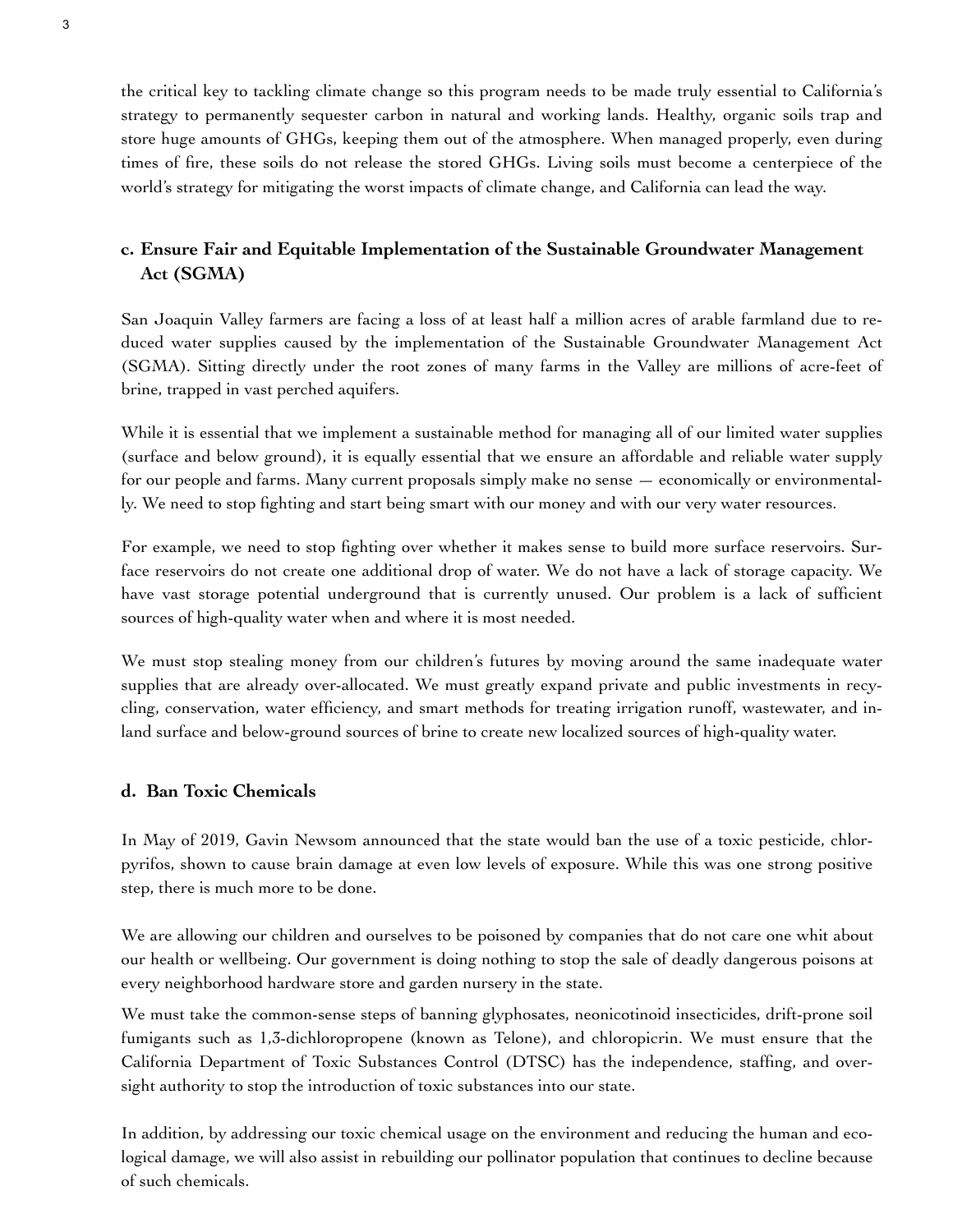the critical key to tackling climate change so this program needs to be made truly essential to California's strategy to permanently sequester carbon in natural and working lands. Healthy, organic soils trap and store huge amounts of GHGs, keeping them out of the atmosphere. When managed properly, even during times of fire, these soils do not release the stored GHGs. Living soils must become a centerpiece of the world's strategy for mitigating the worst impacts of climate change, and California can lead the way.

### c. Ensure Fair and Equitable Implementation of the Sustainable Groundwater Management Act (SGMA)

San Joaquin Valley farmers are facing a loss of at least half a million acres of arable farmland due to reduced water supplies caused by the implementation of the Sustainable Groundwater Management Act (SGMA). Sitting directly under the root zones of many farms in the Valley are millions of acre-feet of brine, trapped in vast perched aquifers.

While it is essential that we implement a sustainable method for managing all of our limited water supplies (surface and below ground), it is equally essential that we ensure an affordable and reliable water supply for our people and farms. Many current proposals simply make no sense — economically or environmentally. We need to stop fighting and start being smart with our money and with our very water resources.

For example, we need to stop fighting over whether it makes sense to build more surface reservoirs. Surface reservoirs do not create one additional drop of water. We do not have a lack of storage capacity. We have vast storage potential underground that is currently unused. Our problem is a lack of sufficient sources of high-quality water when and where it is most needed.

We must stop stealing money from our children's futures by moving around the same inadequate water supplies that are already over-allocated. We must greatly expand private and public investments in recycling, conservation, water efficiency, and smart methods for treating irrigation runoff, wastewater, and inland surface and below-ground sources of brine to create new localized sources of high-quality water.

### d. Ban Toxic Chemicals

In May of 2019, Gavin Newsom announced that the state would ban the use of a toxic pesticide, chlorpyrifos, shown to cause brain damage at even low levels of exposure. While this was one strong positive step, there is much more to be done.

We are allowing our children and ourselves to be poisoned by companies that do not care one whit about our health or wellbeing. Our government is doing nothing to stop the sale of deadly dangerous poisons at every neighborhood hardware store and garden nursery in the state.

We must take the common-sense steps of banning glyphosates, neonicotinoid insecticides, drift-prone soil fumigants such as 1,3-dichloropropene (known as Telone), and chloropicrin. We must ensure that the California Department of Toxic Substances Control (DTSC) has the independence, staffing, and oversight authority to stop the introduction of toxic substances into our state.

In addition, by addressing our toxic chemical usage on the environment and reducing the human and ecological damage, we will also assist in rebuilding our pollinator population that continues to decline because of such chemicals.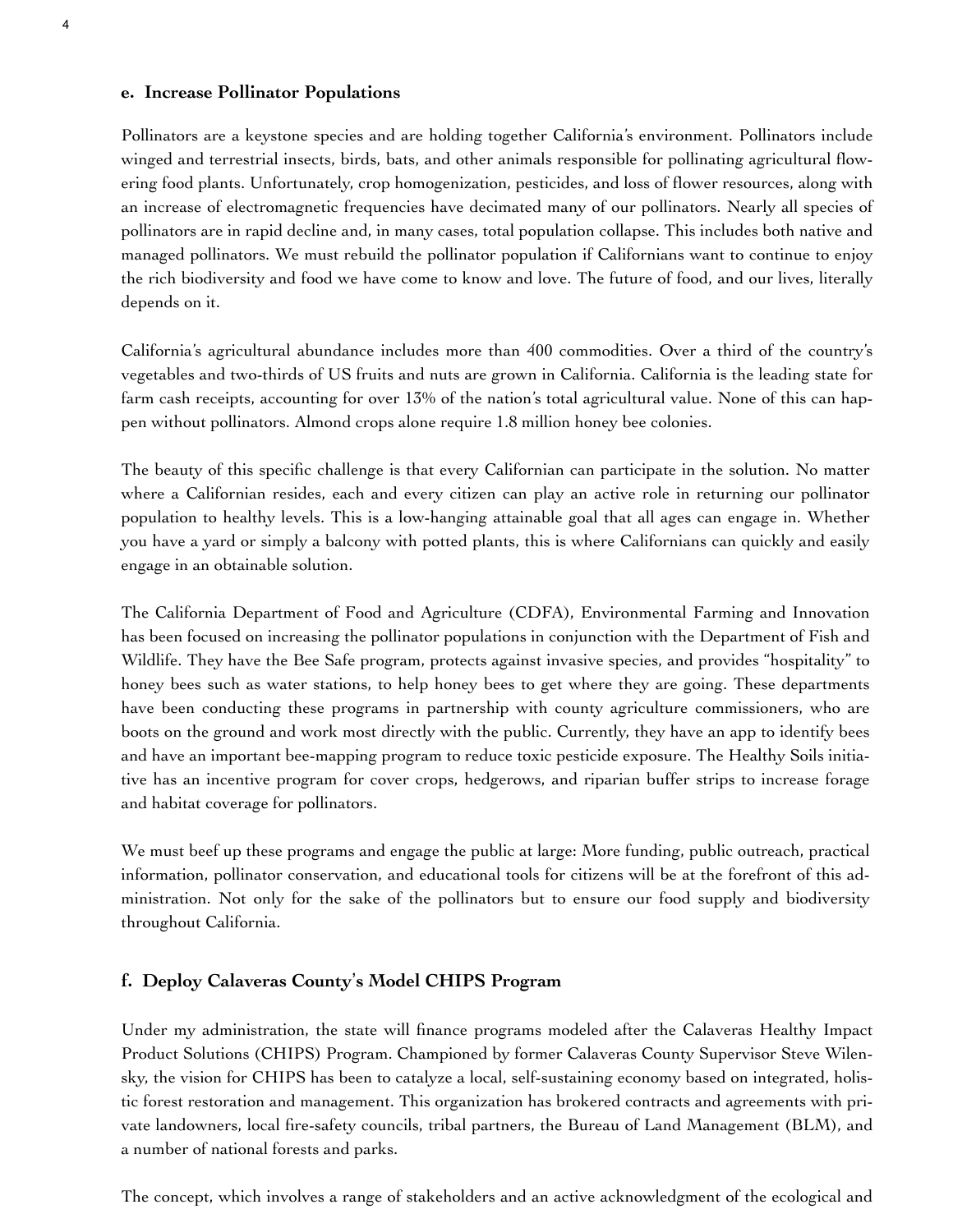### e. Increase Pollinator Populations

Pollinators are a keystone species and are holding together California's environment. Pollinators include winged and terrestrial insects, birds, bats, and other animals responsible for pollinating agricultural flowering food plants. Unfortunately, crop homogenization, pesticides, and loss of flower resources, along with an increase of electromagnetic frequencies have decimated many of our pollinators. Nearly all species of pollinators are in rapid decline and, in many cases, total population collapse. This includes both native and managed pollinators. We must rebuild the pollinator population if Californians want to continue to enjoy the rich biodiversity and food we have come to know and love. The future of food, and our lives, literally depends on it.

California's agricultural abundance includes more than 400 commodities. Over a third of the country's vegetables and two-thirds of US fruits and nuts are grown in California. California is the leading state for farm cash receipts, accounting for over 13% of the nation's total agricultural value. None of this can happen without pollinators. Almond crops alone require 1.8 million honey bee colonies.

The beauty of this specific challenge is that every Californian can participate in the solution. No matter where a Californian resides, each and every citizen can play an active role in returning our pollinator population to healthy levels. This is a low-hanging attainable goal that all ages can engage in. Whether you have a yard or simply a balcony with potted plants, this is where Californians can quickly and easily engage in an obtainable solution.

The California Department of Food and Agriculture (CDFA), Environmental Farming and Innovation has been focused on increasing the pollinator populations in conjunction with the Department of Fish and Wildlife. They have the Bee Safe program, protects against invasive species, and provides "hospitality" to honey bees such as water stations, to help honey bees to get where they are going. These departments have been conducting these programs in partnership with county agriculture commissioners, who are boots on the ground and work most directly with the public. Currently, they have an app to identify bees and have an important bee-mapping program to reduce toxic pesticide exposure. The Healthy Soils initiative has an incentive program for cover crops, hedgerows, and riparian buffer strips to increase forage and habitat coverage for pollinators.

We must beef up these programs and engage the public at large: More funding, public outreach, practical information, pollinator conservation, and educational tools for citizens will be at the forefront of this administration. Not only for the sake of the pollinators but to ensure our food supply and biodiversity throughout California.

### f. Deploy Calaveras County's Model CHIPS Program

Under my administration, the state will finance programs modeled after the Calaveras Healthy Impact Product Solutions (CHIPS) Program. Championed by former Calaveras County Supervisor Steve Wilensky, the vision for CHIPS has been to catalyze a local, self-sustaining economy based on integrated, holistic forest restoration and management. This organization has brokered contracts and agreements with private landowners, local fire-safety councils, tribal partners, the Bureau of Land Management (BLM), and a number of national forests and parks.

The concept, which involves a range of stakeholders and an active acknowledgment of the ecological and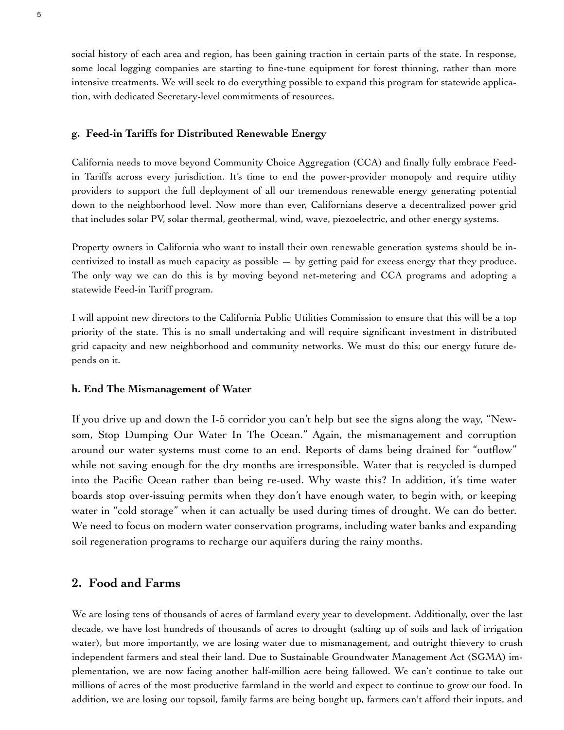social history of each area and region, has been gaining traction in certain parts of the state. In response, some local logging companies are starting to fine-tune equipment for forest thinning, rather than more intensive treatments. We will seek to do everything possible to expand this program for statewide application, with dedicated Secretary-level commitments of resources.

#### g. Feed-in Tariffs for Distributed Renewable Energy

California needs to move beyond Community Choice Aggregation (CCA) and finally fully embrace Feed-in Tariffs across every jurisdiction. It's time to end the power-provider monopoly and require utility providers to support the full deployment of all our tremendous renewable energy generating potential down to the neighborhood level. Now more than ever, Californians deserve a decentralized power grid that includes solar PV, solar thermal, geothermal, wind, wave, piezoelectric, and other energy systems.

Property owners in California who want to install their own renewable generation systems should be incentivized to install as much capacity as possible — by getting paid for excess energy that they produce. The only way we can do this is by moving beyond net-metering and CCA programs and adopting a statewide Feed-in Tariff program.

I will appoint new directors to the California Public Utilities Commission to ensure that this will be a top priority of the state. This is no small undertaking and will require significant investment in distributed grid capacity and new neighborhood and community networks. We must do this; our energy future depends on it.

#### h. End The Mismanagement of Water

If you drive up and down the I-5 corridor you can't help but see the signs along the way, "Newsom, Stop Dumping Our Water In The Ocean." Again, the mismanagement and corruption around our water systems must come to an end. Reports of dams being drained for "outflow" while not saving enough for the dry months are irresponsible. Water that is recycled is dumped into the Pacific Ocean rather than being re-used. Why waste this? In addition, it's time water boards stop over-issuing permits when they don't have enough water, to begin with, or keeping water in "cold storage" when it can actually be used during times of drought. We can do better. We need to focus on modern water conservation programs, including water banks and expanding soil regeneration programs to recharge our aquifers during the rainy months.

## 2. Food and Farms

We are losing tens of thousands of acres of farmland every year to development. Additionally, over the last decade, we have lost hundreds of thousands of acres to drought (salting up of soils and lack of irrigation water), but more importantly, we are losing water due to mismanagement, and outright thievery to crush independent farmers and steal their land. Due to Sustainable Groundwater Management Act (SGMA) implementation, we are now facing another half-million acre being fallowed. We can't continue to take out millions of acres of the most productive farmland in the world and expect to continue to grow our food. In addition, we are losing our topsoil, family farms are being bought up, farmers can't afford their inputs, and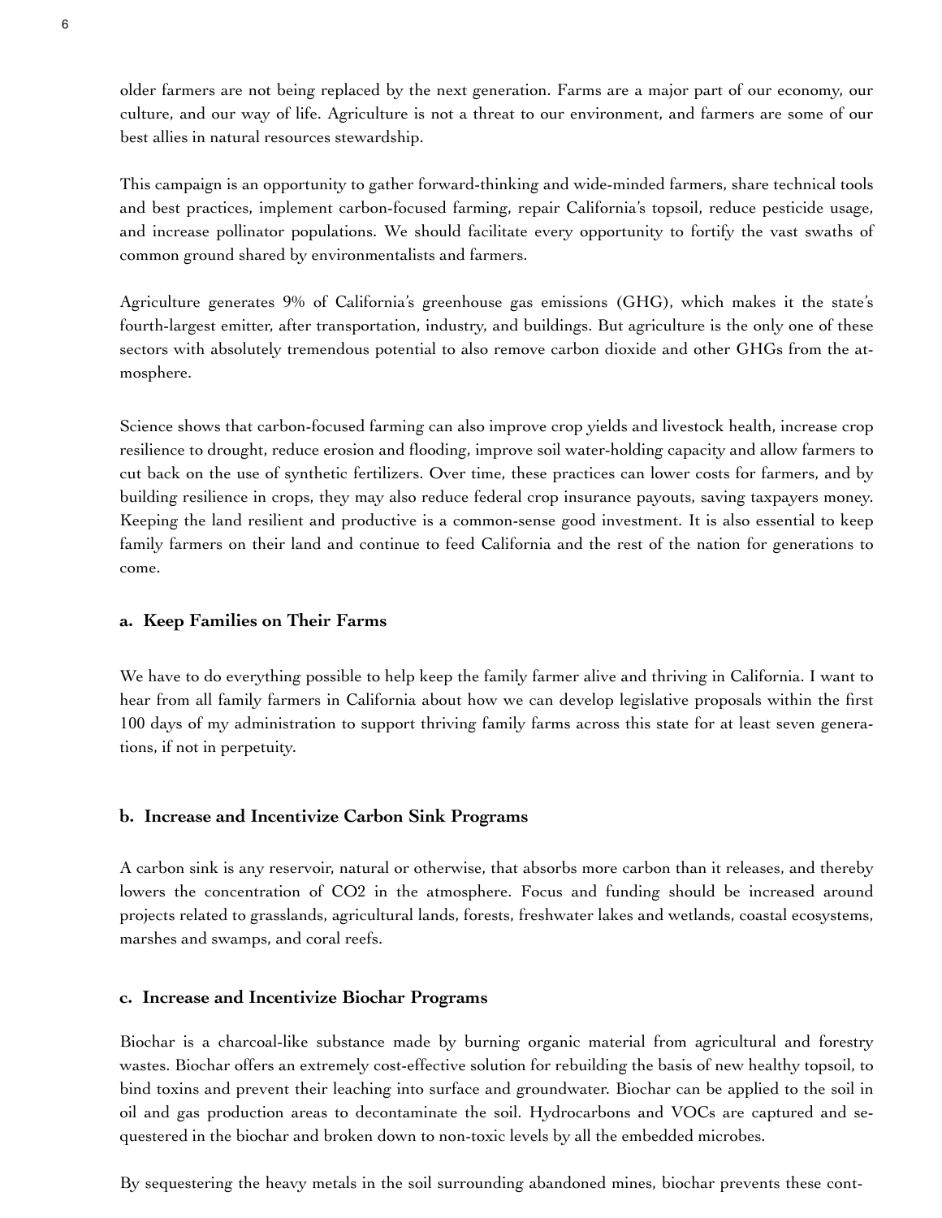older farmers are not being replaced by the next generation. Farms are a major part of our economy, our culture, and our way of life. Agriculture is not a threat to our environment, and farmers are some of our best allies in natural resources stewardship.

This campaign is an opportunity to gather forward-thinking and wide-minded farmers, share technical tools and best practices, implement carbon-focused farming, repair California's topsoil, reduce pesticide usage, and increase pollinator populations. We should facilitate every opportunity to fortify the vast swaths of common ground shared by environmentalists and farmers.

Agriculture generates 9% of California's greenhouse gas emissions (GHG), which makes it the state's fourth-largest emitter, after transportation, industry, and buildings. But agriculture is the only one of these sectors with absolutely tremendous potential to also remove carbon dioxide and other GHGs from the atmosphere.

Science shows that carbon-focused farming can also improve crop yields and livestock health, increase crop resilience to drought, reduce erosion and flooding, improve soil water-holding capacity and allow farmers to cut back on the use of synthetic fertilizers. Over time, these practices can lower costs for farmers, and by building resilience in crops, they may also reduce federal crop insurance payouts, saving taxpayers money. Keeping the land resilient and productive is a common-sense good investment. It is also essential to keep family farmers on their land and continue to feed California and the rest of the nation for generations to come.

### a. Keep Families on Their Farms

We have to do everything possible to help keep the family farmer alive and thriving in California. I want to hear from all family farmers in California about how we can develop legislative proposals within the first 100 days of my administration to support thriving family farms across this state for at least seven generations, if not in perpetuity.

### b. Increase and Incentivize Carbon Sink Programs

A carbon sink is any reservoir, natural or otherwise, that absorbs more carbon than it releases, and thereby lowers the concentration of $CO_2$ in the atmosphere. Focus and funding should be increased around projects related to grasslands, agricultural lands, forests, freshwater lakes and wetlands, coastal ecosystems, marshes and swamps, and coral reefs.

### c. Increase and Incentivize Biochar Programs

Biochar is a charcoal-like substance made by burning organic material from agricultural and forestry wastes. Biochar offers an extremely cost-effective solution for rebuilding the basis of new healthy topsoil, to bind toxins and prevent their leaching into surface and groundwater. Biochar can be applied to the soil in oil and gas production areas to decontaminate the soil. Hydrocarbons and VOCs are captured and sequestered in the biochar and broken down to non-toxic levels by all the embedded microbes.

By sequestering the heavy metals in the soil surrounding abandoned mines, biochar prevents these cont-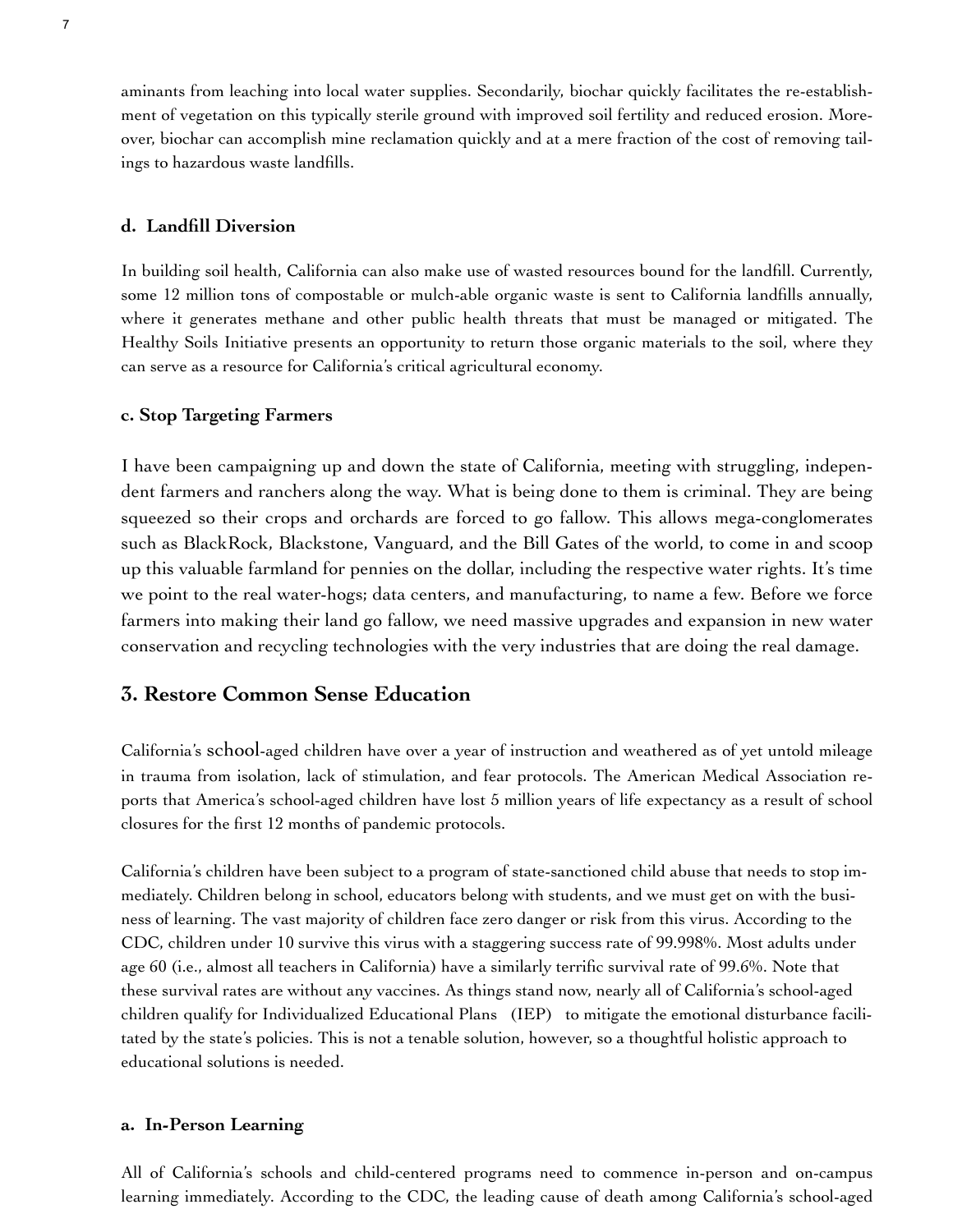aminants from leaching into local water supplies. Secondarily, biochar quickly facilitates the re-establishment of vegetation on this typically sterile ground with improved soil fertility and reduced erosion. Moreover, biochar can accomplish mine reclamation quickly and at a mere fraction of the cost of removing tailings to hazardous waste landfills.

#### d. Landfill Diversion

In building soil health, California can also make use of wasted resources bound for the landfill. Currently, some 12 million tons of compostable or mulch-able organic waste is sent to California landfills annually, where it generates methane and other public health threats that must be managed or mitigated. The Healthy Soils Initiative presents an opportunity to return those organic materials to the soil, where they can serve as a resource for California's critical agricultural economy.

#### c. Stop Targeting Farmers

I have been campaigning up and down the state of California, meeting with struggling, independent farmers and ranchers along the way. What is being done to them is criminal. They are being squeezed so their crops and orchards are forced to go fallow. This allows mega-conglomerates such as BlackRock, Blackstone, Vanguard, and the Bill Gates of the world, to come in and scoop up this valuable farmland for pennies on the dollar, including the respective water rights. It's time we point to the real water-hogs; data centers, and manufacturing, to name a few. Before we force farmers into making their land go fallow, we need massive upgrades and expansion in new water conservation and recycling technologies with the very industries that are doing the real damage.

## 3. Restore Common Sense Education

California's school-aged children have over a year of instruction and weathered as of yet untold mileage in trauma from isolation, lack of stimulation, and fear protocols. The American Medical Association reports that America's school-aged children have lost 5 million years of life expectancy as a result of school closures for the first 12 months of pandemic protocols.

California's children have been subject to a program of state-sanctioned child abuse that needs to stop immediately. Children belong in school, educators belong with students, and we must get on with the business of learning. The vast majority of children face zero danger or risk from this virus. According to the CDC, children under 10 survive this virus with a staggering success rate of 99.998%. Most adults under age 60 (i.e., almost all teachers in California) have a similarly terrific survival rate of 99.6%. Note that these survival rates are without any vaccines. As things stand now, nearly all of California's school-aged children qualify for Individualized Educational Plans (IEP) to mitigate the emotional disturbance facilitated by the state's policies. This is not a tenable solution, however, so a thoughtful holistic approach to educational solutions is needed.

#### a. In-Person Learning

All of California's schools and child-centered programs need to commence in-person and on-campus learning immediately. According to the CDC, the leading cause of death among California's school-aged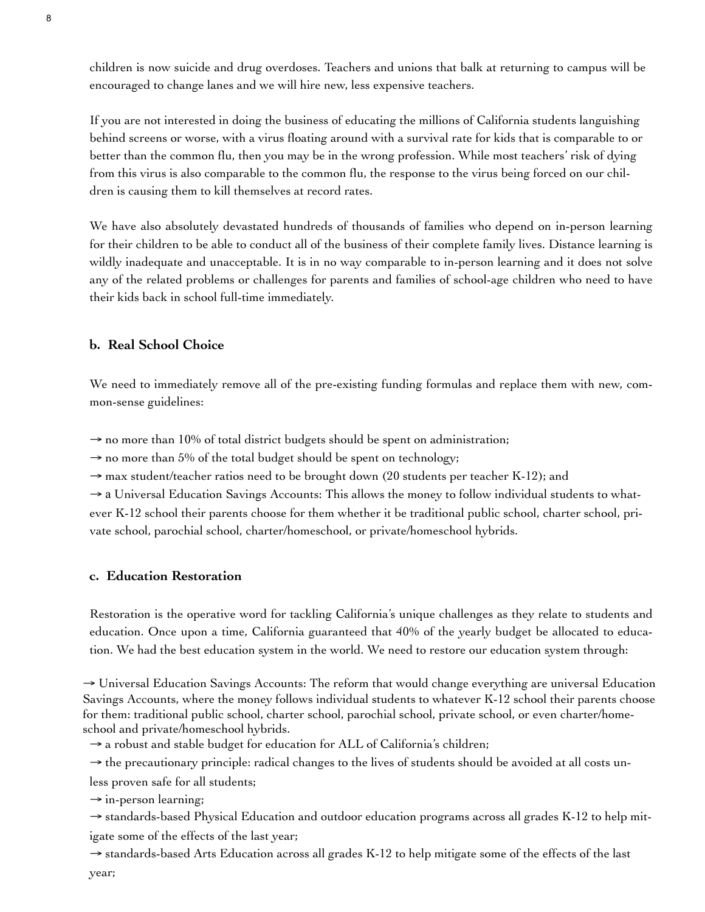children is now suicide and drug overdoses. Teachers and unions that balk at returning to campus will be encouraged to change lanes and we will hire new, less expensive teachers.

If you are not interested in doing the business of educating the millions of California students languishing behind screens or worse, with a virus floating around with a survival rate for kids that is comparable to or better than the common flu, then you may be in the wrong profession. While most teachers' risk of dying from this virus is also comparable to the common flu, the response to the virus being forced on our children is causing them to kill themselves at record rates.

We have also absolutely devastated hundreds of thousands of families who depend on in-person learning for their children to be able to conduct all of the business of their complete family lives. Distance learning is wildly inadequate and unacceptable. It is in no way comparable to in-person learning and it does not solve any of the related problems or challenges for parents and families of school-age children who need to have their kids back in school full-time immediately.

### b. Real School Choice

We need to immediately remove all of the pre-existing funding formulas and replace them with new, common-sense guidelines:

→ no more than 10% of total district budgets should be spent on administration;
→ no more than 5% of the total budget should be spent on technology;
→ max student/teacher ratios need to be brought down (20 students per teacher K-12); and
→ a Universal Education Savings Accounts: This allows the money to follow individual students to whatever K-12 school their parents choose for them whether it be traditional public school, charter school, private school, parochial school, charter/homeschool, or private/homeschool hybrids.

### c. Education Restoration

Restoration is the operative word for tackling California's unique challenges as they relate to students and education. Once upon a time, California guaranteed that 40% of the yearly budget be allocated to education. We had the best education system in the world. We need to restore our education system through:

→ Universal Education Savings Accounts: The reform that would change everything are universal Education Savings Accounts, where the money follows individual students to whatever K-12 school their parents choose for them: traditional public school, charter school, parochial school, private school, or even charter/homeschool and private/homeschool hybrids.
→ a robust and stable budget for education for ALL of California's children;
→ the precautionary principle: radical changes to the lives of students should be avoided at all costs unless proven safe for all students;
→ in-person learning;
→ standards-based Physical Education and outdoor education programs across all grades K-12 to help mitigate some of the effects of the last year;
→ standards-based Arts Education across all grades K-12 to help mitigate some of the effects of the last year;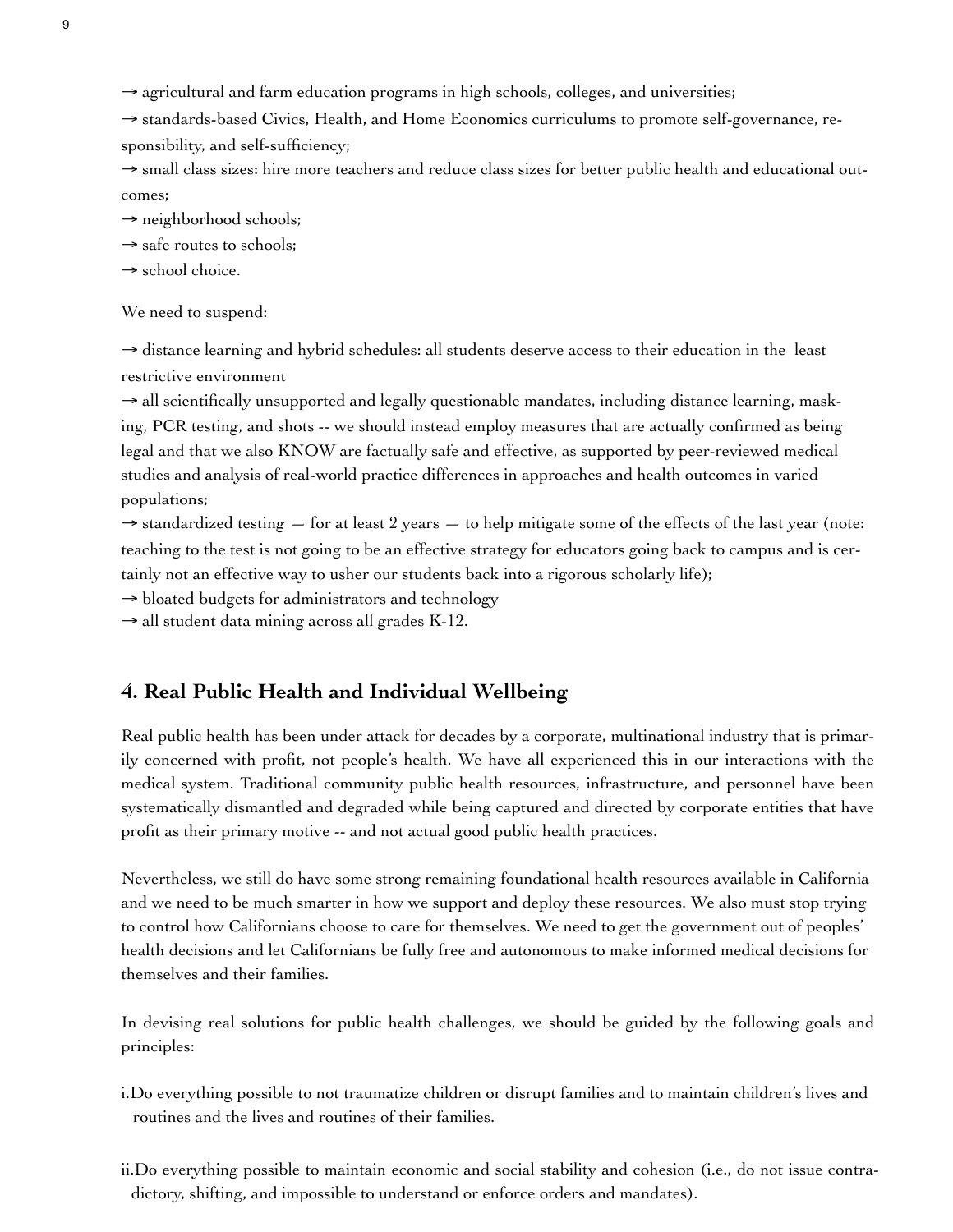→ agricultural and farm education programs in high schools, colleges, and universities;

→ standards-based Civics, Health, and Home Economics curriculums to promote self-governance, responsibility, and self-sufficiency;

→ small class sizes: hire more teachers and reduce class sizes for better public health and educational outcomes;

→ neighborhood schools;

→ safe routes to schools;

→ school choice.

We need to suspend:

→ distance learning and hybrid schedules: all students deserve access to their education in the least restrictive environment

→ all scientifically unsupported and legally questionable mandates, including distance learning, masking, PCR testing, and shots -- we should instead employ measures that are actually confirmed as being legal and that we also KNOW are factually safe and effective, as supported by peer-reviewed medical studies and analysis of real-world practice differences in approaches and health outcomes in varied populations;

→ standardized testing — for at least 2 years — to help mitigate some of the effects of the last year (note: teaching to the test is not going to be an effective strategy for educators going back to campus and is certainly not an effective way to usher our students back into a rigorous scholarly life);

→ bloated budgets for administrators and technology

→ all student data mining across all grades K-12.

## 4. Real Public Health and Individual Wellbeing

Real public health has been under attack for decades by a corporate, multinational industry that is primarily concerned with profit, not people's health. We have all experienced this in our interactions with the medical system. Traditional community public health resources, infrastructure, and personnel have been systematically dismantled and degraded while being captured and directed by corporate entities that have profit as their primary motive -- and not actual good public health practices.

Nevertheless, we still do have some strong remaining foundational health resources available in California and we need to be much smarter in how we support and deploy these resources. We also must stop trying to control how Californians choose to care for themselves. We need to get the government out of peoples' health decisions and let Californians be fully free and autonomous to make informed medical decisions for themselves and their families.

In devising real solutions for public health challenges, we should be guided by the following goals and principles:

i. Do everything possible to not traumatize children or disrupt families and to maintain children's lives and routines and the lives and routines of their families.

ii. Do everything possible to maintain economic and social stability and cohesion (i.e., do not issue contradictory, shifting, and impossible to understand or enforce orders and mandates).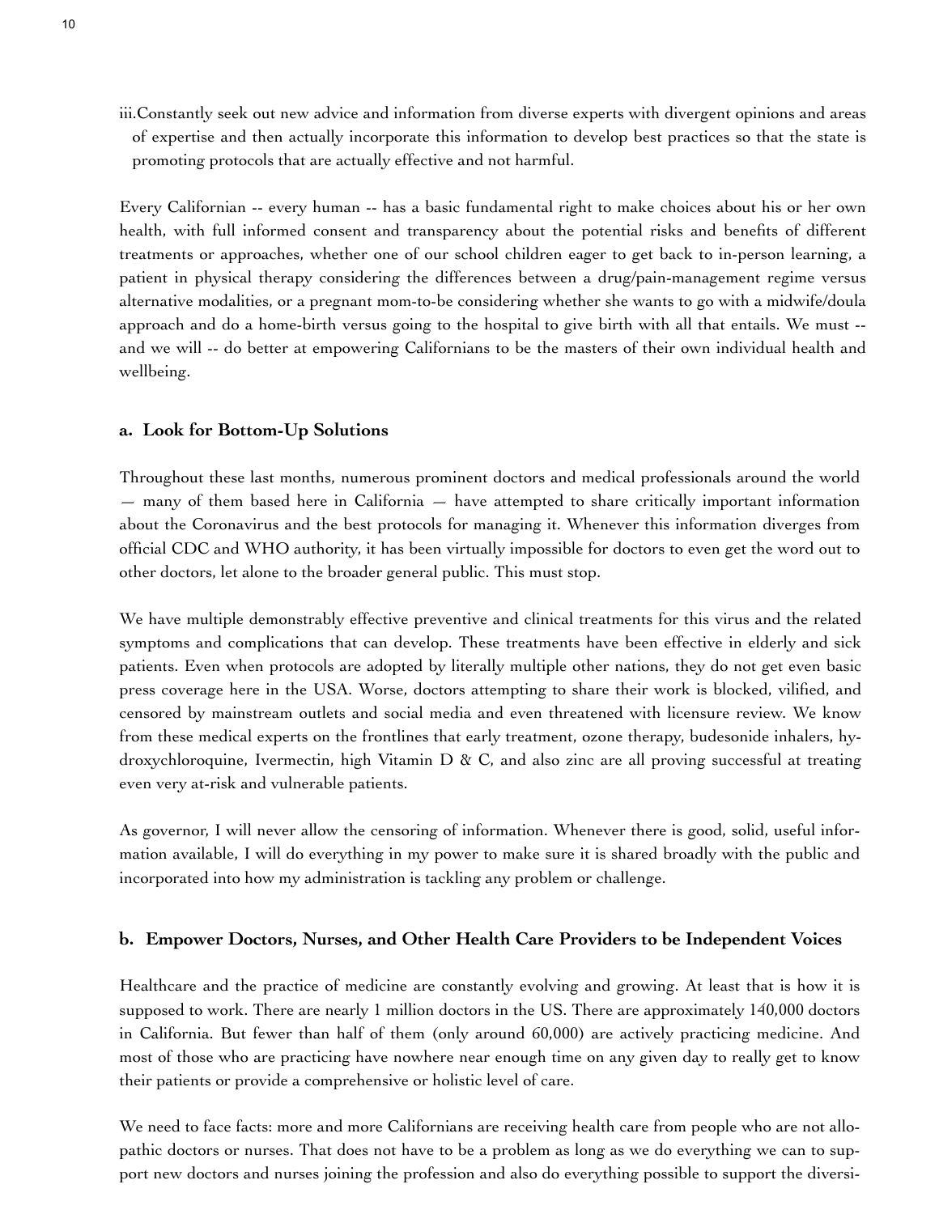iii. Constantly seek out new advice and information from diverse experts with divergent opinions and areas of expertise and then actually incorporate this information to develop best practices so that the state is promoting protocols that are actually effective and not harmful.

Every Californian -- every human -- has a basic fundamental right to make choices about his or her own health, with full informed consent and transparency about the potential risks and benefits of different treatments or approaches, whether one of our school children eager to get back to in-person learning, a patient in physical therapy considering the differences between a drug/pain-management regime versus alternative modalities, or a pregnant mom-to-be considering whether she wants to go with a midwife/doula approach and do a home-birth versus going to the hospital to give birth with all that entails. We must -- and we will -- do better at empowering Californians to be the masters of their own individual health and wellbeing.

### a. Look for Bottom-Up Solutions

Throughout these last months, numerous prominent doctors and medical professionals around the world — many of them based here in California — have attempted to share critically important information about the Coronavirus and the best protocols for managing it. Whenever this information diverges from official CDC and WHO authority, it has been virtually impossible for doctors to even get the word out to other doctors, let alone to the broader general public. This must stop.

We have multiple demonstrably effective preventive and clinical treatments for this virus and the related symptoms and complications that can develop. These treatments have been effective in elderly and sick patients. Even when protocols are adopted by literally multiple other nations, they do not get even basic press coverage here in the USA. Worse, doctors attempting to share their work is blocked, vilified, and censored by mainstream outlets and social media and even threatened with licensure review. We know from these medical experts on the frontlines that early treatment, ozone therapy, budesonide inhalers, hydroxychloroquine, Ivermectin, high Vitamin D & C, and also zinc are all proving successful at treating even very at-risk and vulnerable patients.

As governor, I will never allow the censoring of information. Whenever there is good, solid, useful information available, I will do everything in my power to make sure it is shared broadly with the public and incorporated into how my administration is tackling any problem or challenge.

### b. Empower Doctors, Nurses, and Other Health Care Providers to be Independent Voices

Healthcare and the practice of medicine are constantly evolving and growing. At least that is how it is supposed to work. There are nearly 1 million doctors in the US. There are approximately 140,000 doctors in California. But fewer than half of them (only around 60,000) are actively practicing medicine. And most of those who are practicing have nowhere near enough time on any given day to really get to know their patients or provide a comprehensive or holistic level of care.

We need to face facts: more and more Californians are receiving health care from people who are not allopathic doctors or nurses. That does not have to be a problem as long as we do everything we can to support new doctors and nurses joining the profession and also do everything possible to support the diversi-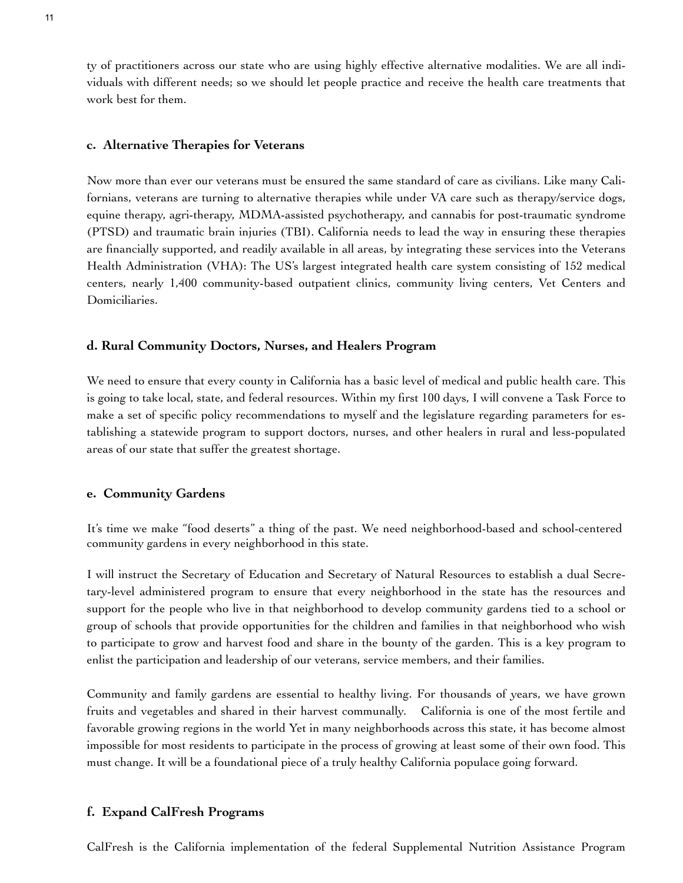ty of practitioners across our state who are using highly effective alternative modalities. We are all individuals with different needs; so we should let people practice and receive the health care treatments that work best for them.

### c. Alternative Therapies for Veterans

Now more than ever our veterans must be ensured the same standard of care as civilians. Like many Californians, veterans are turning to alternative therapies while under VA care such as therapy/service dogs, equine therapy, agri-therapy, MDMA-assisted psychotherapy, and cannabis for post-traumatic syndrome (PTSD) and traumatic brain injuries (TBI). California needs to lead the way in ensuring these therapies are financially supported, and readily available in all areas, by integrating these services into the Veterans Health Administration (VHA): The US's largest integrated health care system consisting of 152 medical centers, nearly 1,400 community-based outpatient clinics, community living centers, Vet Centers and Domiciliaries.

### d. Rural Community Doctors, Nurses, and Healers Program

We need to ensure that every county in California has a basic level of medical and public health care. This is going to take local, state, and federal resources. Within my first 100 days, I will convene a Task Force to make a set of specific policy recommendations to myself and the legislature regarding parameters for establishing a statewide program to support doctors, nurses, and other healers in rural and less-populated areas of our state that suffer the greatest shortage.

### e. Community Gardens

It's time we make "food deserts" a thing of the past. We need neighborhood-based and school-centered community gardens in every neighborhood in this state.

I will instruct the Secretary of Education and Secretary of Natural Resources to establish a dual Secretary-level administered program to ensure that every neighborhood in the state has the resources and support for the people who live in that neighborhood to develop community gardens tied to a school or group of schools that provide opportunities for the children and families in that neighborhood who wish to participate to grow and harvest food and share in the bounty of the garden. This is a key program to enlist the participation and leadership of our veterans, service members, and their families.

Community and family gardens are essential to healthy living. For thousands of years, we have grown fruits and vegetables and shared in their harvest communally. California is one of the most fertile and favorable growing regions in the world Yet in many neighborhoods across this state, it has become almost impossible for most residents to participate in the process of growing at least some of their own food. This must change. It will be a foundational piece of a truly healthy California populace going forward.

### f. Expand CalFresh Programs

CalFresh is the California implementation of the federal Supplemental Nutrition Assistance Program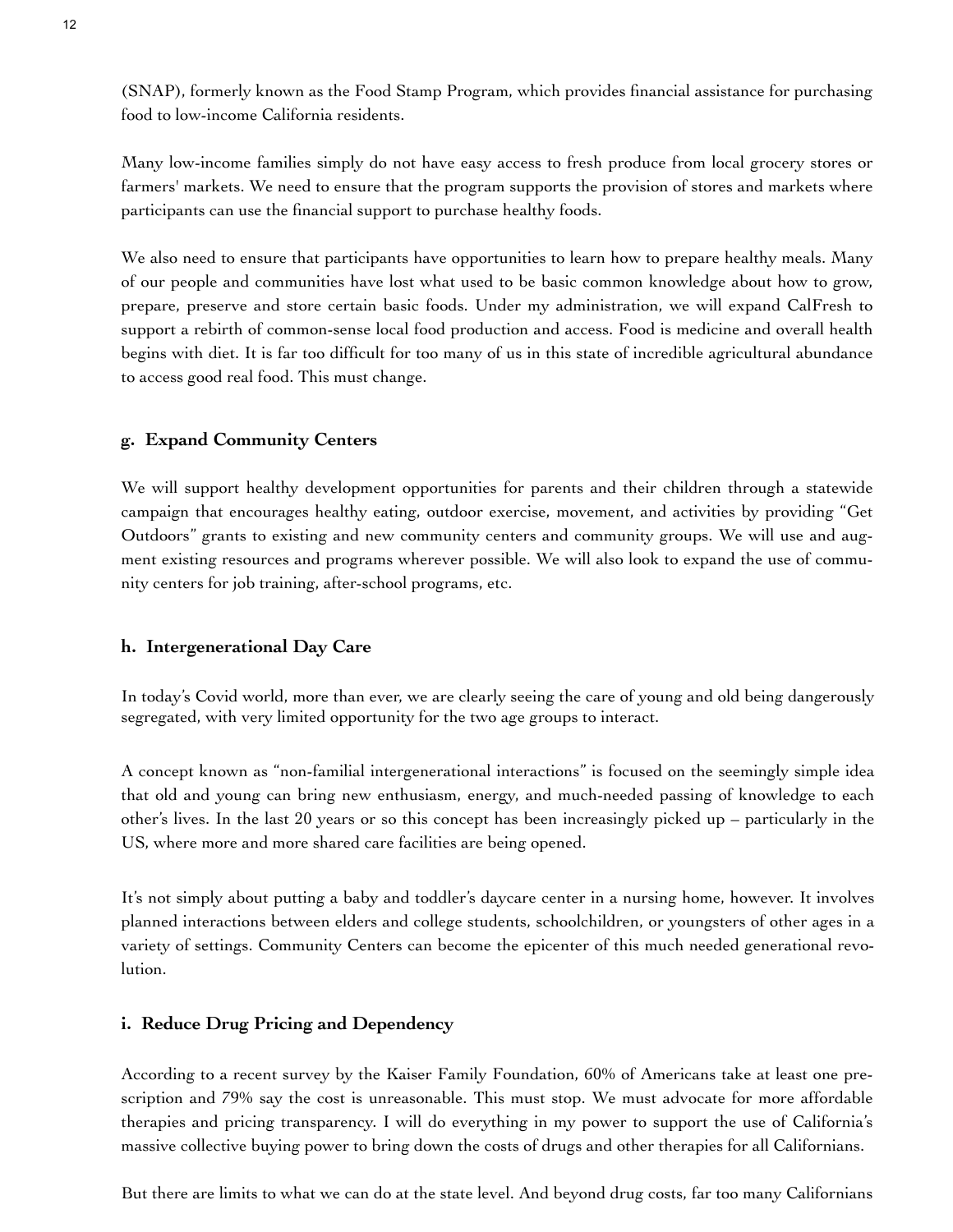(SNAP), formerly known as the Food Stamp Program, which provides financial assistance for purchasing food to low-income California residents.

Many low-income families simply do not have easy access to fresh produce from local grocery stores or farmers' markets. We need to ensure that the program supports the provision of stores and markets where participants can use the financial support to purchase healthy foods.

We also need to ensure that participants have opportunities to learn how to prepare healthy meals. Many of our people and communities have lost what used to be basic common knowledge about how to grow, prepare, preserve and store certain basic foods. Under my administration, we will expand CalFresh to support a rebirth of common-sense local food production and access. Food is medicine and overall health begins with diet. It is far too difficult for too many of us in this state of incredible agricultural abundance to access good real food. This must change.

### g. Expand Community Centers

We will support healthy development opportunities for parents and their children through a statewide campaign that encourages healthy eating, outdoor exercise, movement, and activities by providing "Get Outdoors" grants to existing and new community centers and community groups. We will use and augment existing resources and programs wherever possible. We will also look to expand the use of community centers for job training, after-school programs, etc.

### h. Intergenerational Day Care

In today's Covid world, more than ever, we are clearly seeing the care of young and old being dangerously segregated, with very limited opportunity for the two age groups to interact.

A concept known as "non-familial intergenerational interactions" is focused on the seemingly simple idea that old and young can bring new enthusiasm, energy, and much-needed passing of knowledge to each other's lives. In the last 20 years or so this concept has been increasingly picked up – particularly in the US, where more and more shared care facilities are being opened.

It's not simply about putting a baby and toddler's daycare center in a nursing home, however. It involves planned interactions between elders and college students, schoolchildren, or youngsters of other ages in a variety of settings. Community Centers can become the epicenter of this much needed generational revolution.

### i. Reduce Drug Pricing and Dependency

According to a recent survey by the Kaiser Family Foundation, 60% of Americans take at least one prescription and 79% say the cost is unreasonable. This must stop. We must advocate for more affordable therapies and pricing transparency. I will do everything in my power to support the use of California's massive collective buying power to bring down the costs of drugs and other therapies for all Californians.

But there are limits to what we can do at the state level. And beyond drug costs, far too many Californians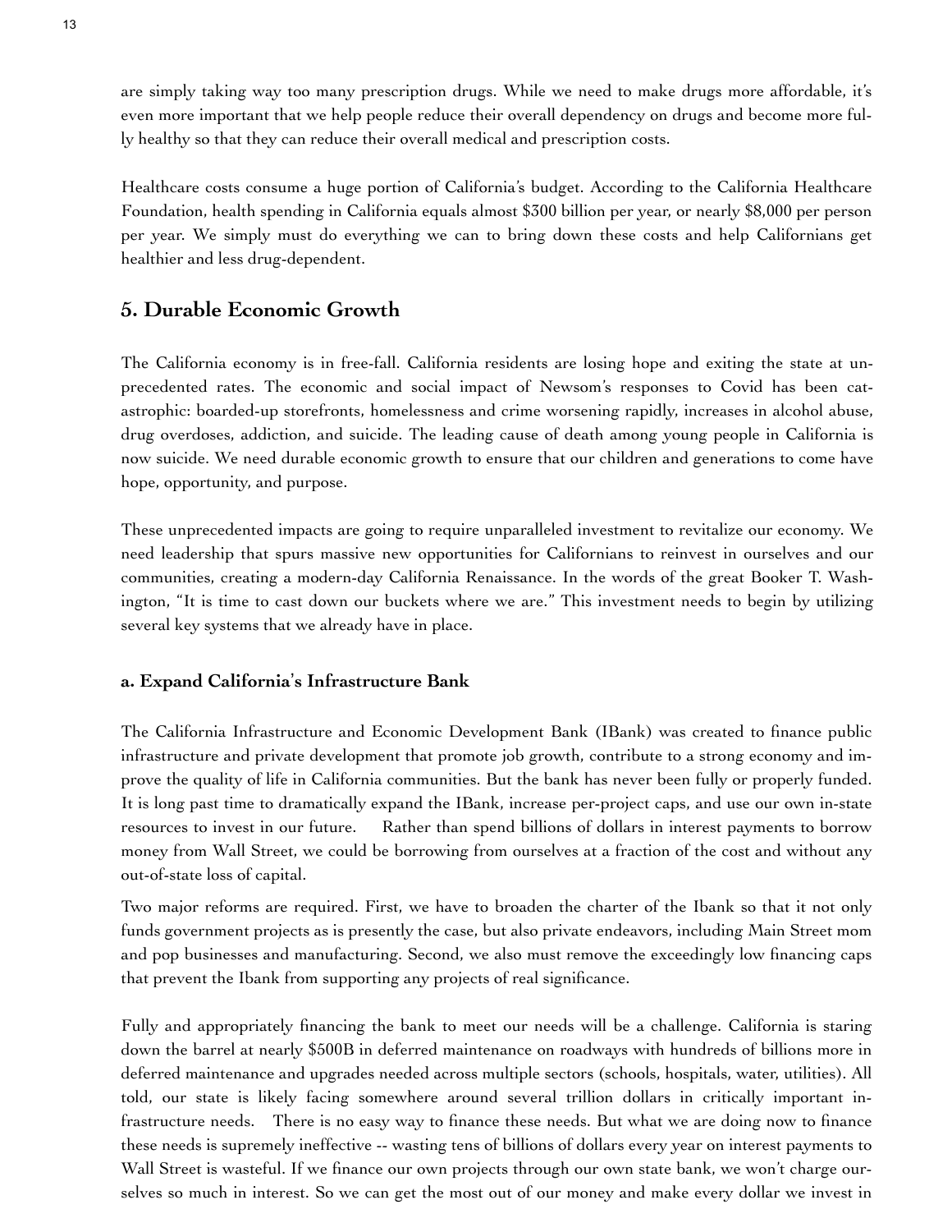are simply taking way too many prescription drugs. While we need to make drugs more affordable, it's even more important that we help people reduce their overall dependency on drugs and become more fully healthy so that they can reduce their overall medical and prescription costs.

Healthcare costs consume a huge portion of California's budget. According to the California Healthcare Foundation, health spending in California equals almost $300 billion per year, or nearly $8,000 per person per year. We simply must do everything we can to bring down these costs and help Californians get healthier and less drug-dependent.

## 5. Durable Economic Growth

The California economy is in free-fall. California residents are losing hope and exiting the state at unprecedented rates. The economic and social impact of Newsom's responses to Covid has been catastrophic: boarded-up storefronts, homelessness and crime worsening rapidly, increases in alcohol abuse, drug overdoses, addiction, and suicide. The leading cause of death among young people in California is now suicide. We need durable economic growth to ensure that our children and generations to come have hope, opportunity, and purpose.

These unprecedented impacts are going to require unparalleled investment to revitalize our economy. We need leadership that spurs massive new opportunities for Californians to reinvest in ourselves and our communities, creating a modern-day California Renaissance. In the words of the great Booker T. Washington, "It is time to cast down our buckets where we are." This investment needs to begin by utilizing several key systems that we already have in place.

### a. Expand California's Infrastructure Bank

The California Infrastructure and Economic Development Bank (IBank) was created to finance public infrastructure and private development that promote job growth, contribute to a strong economy and improve the quality of life in California communities. But the bank has never been fully or properly funded. It is long past time to dramatically expand the IBank, increase per-project caps, and use our own in-state resources to invest in our future. Rather than spend billions of dollars in interest payments to borrow money from Wall Street, we could be borrowing from ourselves at a fraction of the cost and without any out-of-state loss of capital.

Two major reforms are required. First, we have to broaden the charter of the Ibank so that it not only funds government projects as is presently the case, but also private endeavors, including Main Street mom and pop businesses and manufacturing. Second, we also must remove the exceedingly low financing caps that prevent the Ibank from supporting any projects of real significance.

Fully and appropriately financing the bank to meet our needs will be a challenge. California is staring down the barrel at nearly $500B in deferred maintenance on roadways with hundreds of billions more in deferred maintenance and upgrades needed across multiple sectors (schools, hospitals, water, utilities). All told, our state is likely facing somewhere around several trillion dollars in critically important infrastructure needs. There is no easy way to finance these needs. But what we are doing now to finance these needs is supremely ineffective -- wasting tens of billions of dollars every year on interest payments to Wall Street is wasteful. If we finance our own projects through our own state bank, we won't charge ourselves so much in interest. So we can get the most out of our money and make every dollar we invest in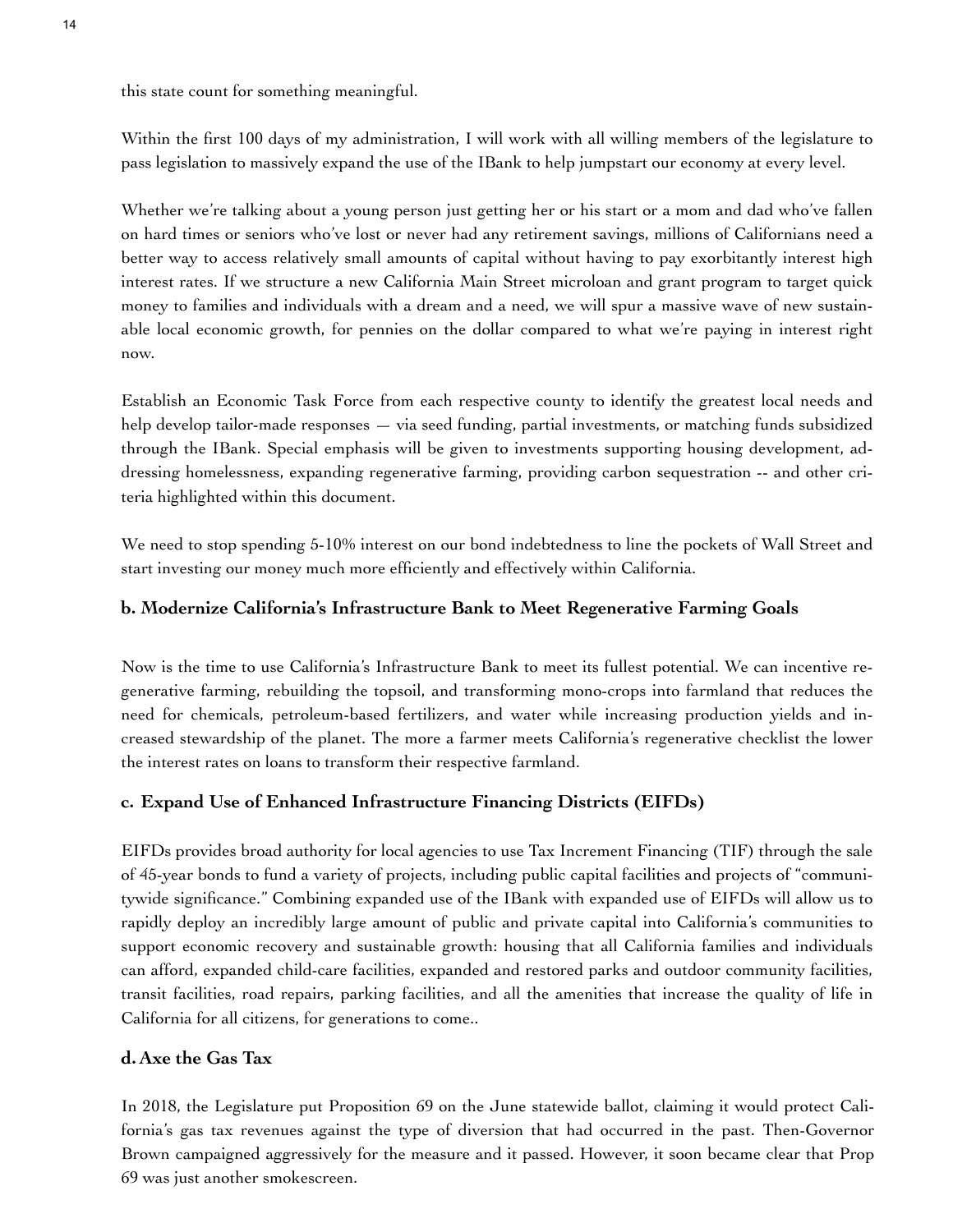this state count for something meaningful.

Within the first 100 days of my administration, I will work with all willing members of the legislature to pass legislation to massively expand the use of the IBank to help jumpstart our economy at every level.

Whether we're talking about a young person just getting her or his start or a mom and dad who've fallen on hard times or seniors who've lost or never had any retirement savings, millions of Californians need a better way to access relatively small amounts of capital without having to pay exorbitantly interest high interest rates. If we structure a new California Main Street microloan and grant program to target quick money to families and individuals with a dream and a need, we will spur a massive wave of new sustainable local economic growth, for pennies on the dollar compared to what we're paying in interest right now.

Establish an Economic Task Force from each respective county to identify the greatest local needs and help develop tailor-made responses — via seed funding, partial investments, or matching funds subsidized through the IBank. Special emphasis will be given to investments supporting housing development, addressing homelessness, expanding regenerative farming, providing carbon sequestration -- and other criteria highlighted within this document.

We need to stop spending 5-10% interest on our bond indebtedness to line the pockets of Wall Street and start investing our money much more efficiently and effectively within California.

### b. Modernize California's Infrastructure Bank to Meet Regenerative Farming Goals

Now is the time to use California's Infrastructure Bank to meet its fullest potential. We can incentive regenerative farming, rebuilding the topsoil, and transforming mono-crops into farmland that reduces the need for chemicals, petroleum-based fertilizers, and water while increasing production yields and increased stewardship of the planet. The more a farmer meets California's regenerative checklist the lower the interest rates on loans to transform their respective farmland.

### c. Expand Use of Enhanced Infrastructure Financing Districts (EIFDs)

EIFDs provides broad authority for local agencies to use Tax Increment Financing (TIF) through the sale of 45-year bonds to fund a variety of projects, including public capital facilities and projects of "communitywide significance." Combining expanded use of the IBank with expanded use of EIFDs will allow us to rapidly deploy an incredibly large amount of public and private capital into California's communities to support economic recovery and sustainable growth: housing that all California families and individuals can afford, expanded child-care facilities, expanded and restored parks and outdoor community facilities, transit facilities, road repairs, parking facilities, and all the amenities that increase the quality of life in California for all citizens, for generations to come..

### d. Axe the Gas Tax

In 2018, the Legislature put Proposition 69 on the June statewide ballot, claiming it would protect California's gas tax revenues against the type of diversion that had occurred in the past. Then-Governor Brown campaigned aggressively for the measure and it passed. However, it soon became clear that Prop 69 was just another smokescreen.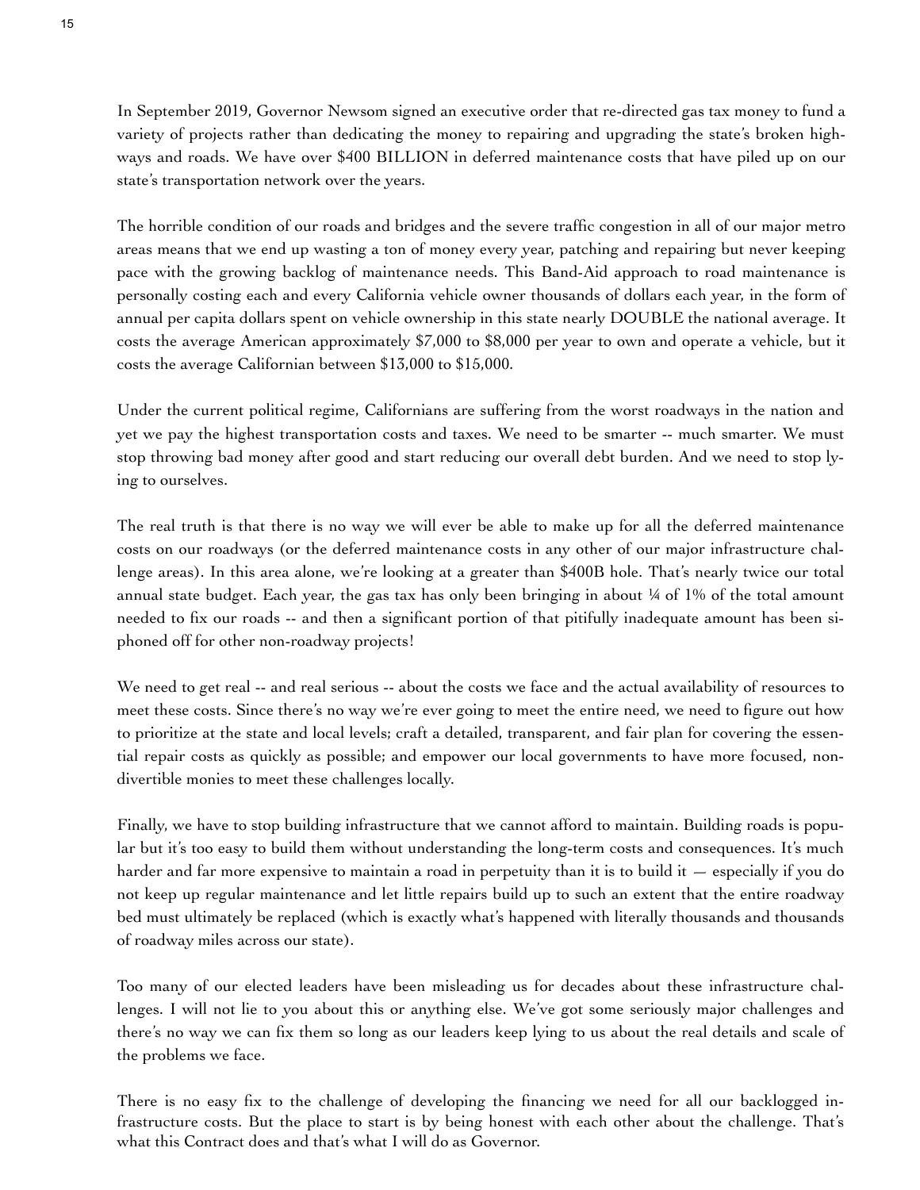In September 2019, Governor Newsom signed an executive order that re-directed gas tax money to fund a variety of projects rather than dedicating the money to repairing and upgrading the state's broken highways and roads. We have over $400 BILLION in deferred maintenance costs that have piled up on our state's transportation network over the years.

The horrible condition of our roads and bridges and the severe traffic congestion in all of our major metro areas means that we end up wasting a ton of money every year, patching and repairing but never keeping pace with the growing backlog of maintenance needs. This Band-Aid approach to road maintenance is personally costing each and every California vehicle owner thousands of dollars each year, in the form of annual per capita dollars spent on vehicle ownership in this state nearly DOUBLE the national average. It costs the average American approximately $7,000 to $8,000 per year to own and operate a vehicle, but it costs the average Californian between $13,000 to $15,000.

Under the current political regime, Californians are suffering from the worst roadways in the nation and yet we pay the highest transportation costs and taxes. We need to be smarter -- much smarter. We must stop throwing bad money after good and start reducing our overall debt burden. And we need to stop lying to ourselves.

The real truth is that there is no way we will ever be able to make up for all the deferred maintenance costs on our roadways (or the deferred maintenance costs in any other of our major infrastructure challenge areas). In this area alone, we're looking at a greater than $400B hole. That's nearly twice our total annual state budget. Each year, the gas tax has only been bringing in about ¼ of 1% of the total amount needed to fix our roads -- and then a significant portion of that pitifully inadequate amount has been siphoned off for other non-roadway projects!

We need to get real -- and real serious -- about the costs we face and the actual availability of resources to meet these costs. Since there's no way we're ever going to meet the entire need, we need to figure out how to prioritize at the state and local levels; craft a detailed, transparent, and fair plan for covering the essential repair costs as quickly as possible; and empower our local governments to have more focused, non-divertible monies to meet these challenges locally.

Finally, we have to stop building infrastructure that we cannot afford to maintain. Building roads is popular but it's too easy to build them without understanding the long-term costs and consequences. It's much harder and far more expensive to maintain a road in perpetuity than it is to build it — especially if you do not keep up regular maintenance and let little repairs build up to such an extent that the entire roadway bed must ultimately be replaced (which is exactly what's happened with literally thousands and thousands of roadway miles across our state).

Too many of our elected leaders have been misleading us for decades about these infrastructure challenges. I will not lie to you about this or anything else. We've got some seriously major challenges and there's no way we can fix them so long as our leaders keep lying to us about the real details and scale of the problems we face.

There is no easy fix to the challenge of developing the financing we need for all our backlogged infrastructure costs. But the place to start is by being honest with each other about the challenge. That's what this Contract does and that's what I will do as Governor.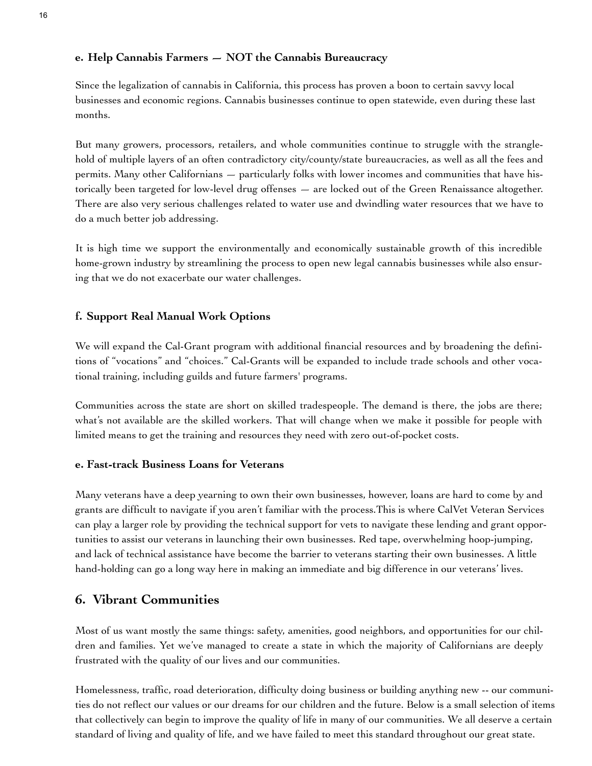### e. Help Cannabis Farmers — NOT the Cannabis Bureaucracy

Since the legalization of cannabis in California, this process has proven a boon to certain savvy local businesses and economic regions. Cannabis businesses continue to open statewide, even during these last months.

But many growers, processors, retailers, and whole communities continue to struggle with the stranglehold of multiple layers of an often contradictory city/county/state bureaucracies, as well as all the fees and permits. Many other Californians — particularly folks with lower incomes and communities that have historically been targeted for low-level drug offenses — are locked out of the Green Renaissance altogether. There are also very serious challenges related to water use and dwindling water resources that we have to do a much better job addressing.

It is high time we support the environmentally and economically sustainable growth of this incredible home-grown industry by streamlining the process to open new legal cannabis businesses while also ensuring that we do not exacerbate our water challenges.

### f. Support Real Manual Work Options

We will expand the Cal-Grant program with additional financial resources and by broadening the definitions of "vocations" and "choices." Cal-Grants will be expanded to include trade schools and other vocational training, including guilds and future farmers' programs.

Communities across the state are short on skilled tradespeople. The demand is there, the jobs are there; what's not available are the skilled workers. That will change when we make it possible for people with limited means to get the training and resources they need with zero out-of-pocket costs.

### e. Fast-track Business Loans for Veterans

Many veterans have a deep yearning to own their own businesses, however, loans are hard to come by and grants are difficult to navigate if you aren't familiar with the process.This is where CalVet Veteran Services can play a larger role by providing the technical support for vets to navigate these lending and grant opportunities to assist our veterans in launching their own businesses. Red tape, overwhelming hoop-jumping, and lack of technical assistance have become the barrier to veterans starting their own businesses. A little hand-holding can go a long way here in making an immediate and big difference in our veterans' lives.

## 6. Vibrant Communities

Most of us want mostly the same things: safety, amenities, good neighbors, and opportunities for our children and families. Yet we've managed to create a state in which the majority of Californians are deeply frustrated with the quality of our lives and our communities.

Homelessness, traffic, road deterioration, difficulty doing business or building anything new -- our communities do not reflect our values or our dreams for our children and the future. Below is a small selection of items that collectively can begin to improve the quality of life in many of our communities. We all deserve a certain standard of living and quality of life, and we have failed to meet this standard throughout our great state.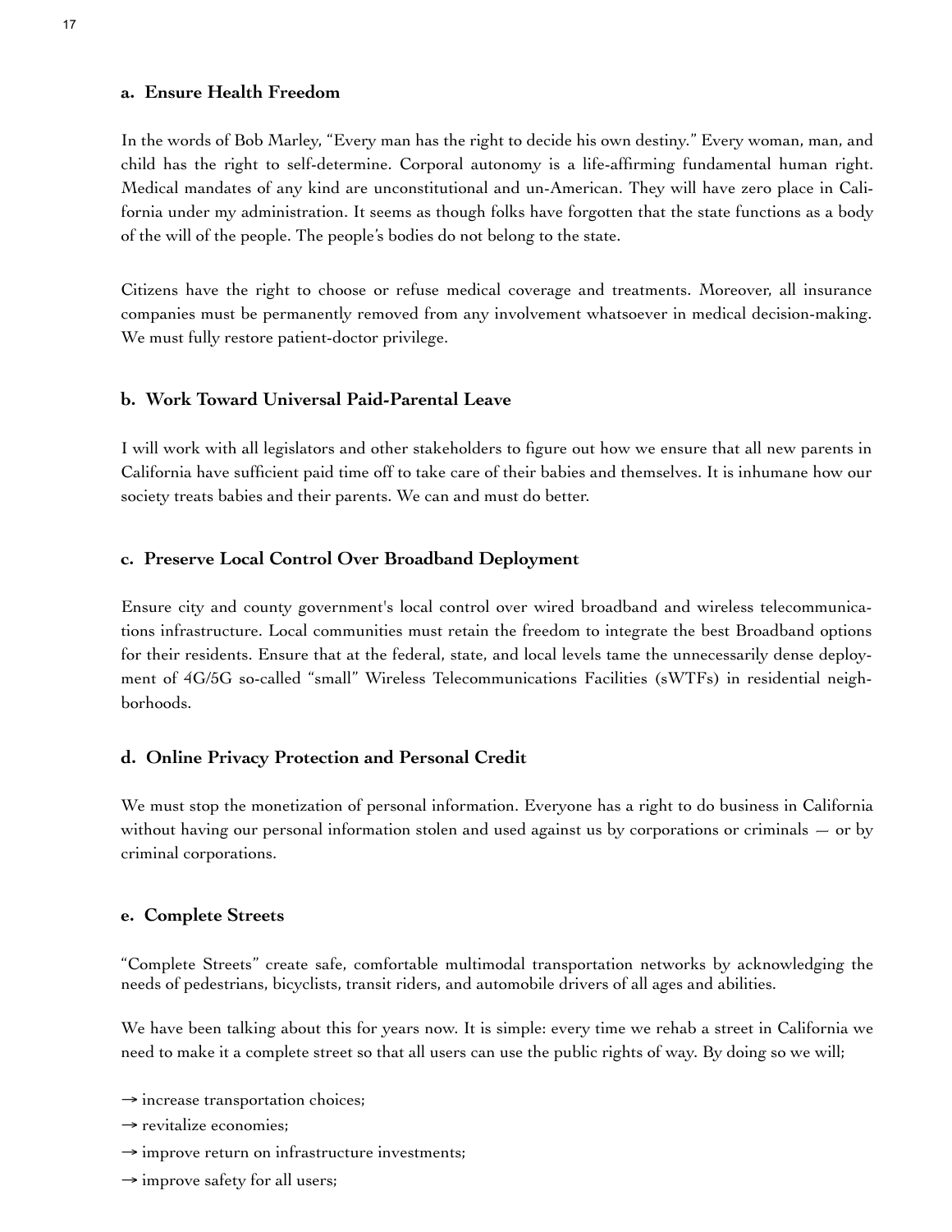### a. Ensure Health Freedom

In the words of Bob Marley, "Every man has the right to decide his own destiny." Every woman, man, and child has the right to self-determine. Corporal autonomy is a life-affirming fundamental human right. Medical mandates of any kind are unconstitutional and un-American. They will have zero place in California under my administration. It seems as though folks have forgotten that the state functions as a body of the will of the people. The people's bodies do not belong to the state.

Citizens have the right to choose or refuse medical coverage and treatments. Moreover, all insurance companies must be permanently removed from any involvement whatsoever in medical decision-making. We must fully restore patient-doctor privilege.

### b. Work Toward Universal Paid-Parental Leave

I will work with all legislators and other stakeholders to figure out how we ensure that all new parents in California have sufficient paid time off to take care of their babies and themselves. It is inhumane how our society treats babies and their parents. We can and must do better.

### c. Preserve Local Control Over Broadband Deployment

Ensure city and county government's local control over wired broadband and wireless telecommunications infrastructure. Local communities must retain the freedom to integrate the best Broadband options for their residents. Ensure that at the federal, state, and local levels tame the unnecessarily dense deployment of 4G/5G so-called "small" Wireless Telecommunications Facilities (sWTFs) in residential neighborhoods.

### d. Online Privacy Protection and Personal Credit

We must stop the monetization of personal information. Everyone has a right to do business in California without having our personal information stolen and used against us by corporations or criminals — or by criminal corporations.

### e. Complete Streets

"Complete Streets" create safe, comfortable multimodal transportation networks by acknowledging the needs of pedestrians, bicyclists, transit riders, and automobile drivers of all ages and abilities.

We have been talking about this for years now. It is simple: every time we rehab a street in California we need to make it a complete street so that all users can use the public rights of way. By doing so we will;

→ increase transportation choices;

→ revitalize economies;

→ improve return on infrastructure investments;

→ improve safety for all users;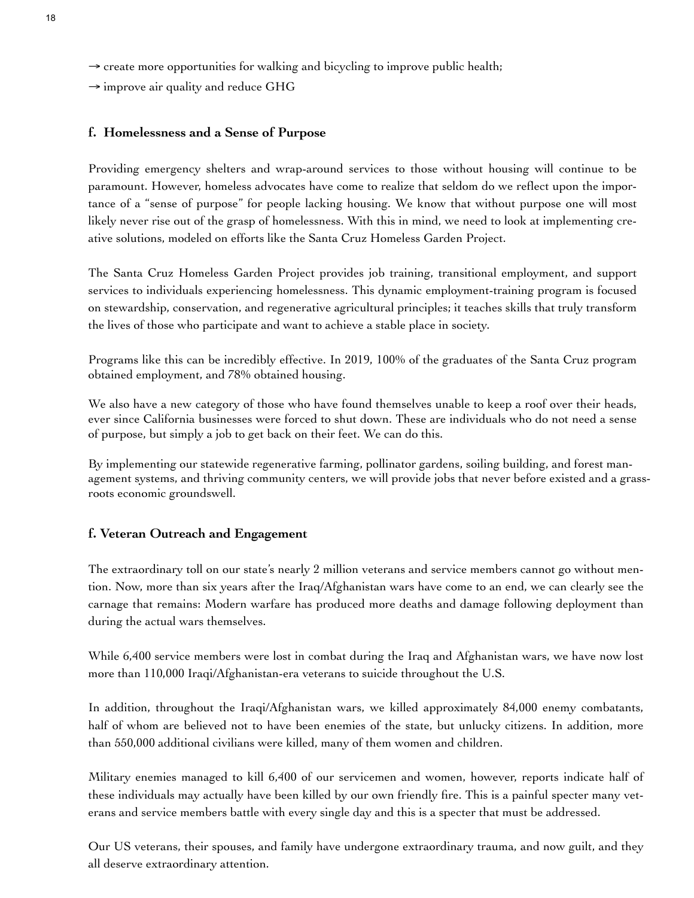→ create more opportunities for walking and bicycling to improve public health;

→ improve air quality and reduce GHG

### f. Homelessness and a Sense of Purpose

Providing emergency shelters and wrap-around services to those without housing will continue to be paramount. However, homeless advocates have come to realize that seldom do we reflect upon the importance of a "sense of purpose" for people lacking housing. We know that without purpose one will most likely never rise out of the grasp of homelessness. With this in mind, we need to look at implementing creative solutions, modeled on efforts like the Santa Cruz Homeless Garden Project.

The Santa Cruz Homeless Garden Project provides job training, transitional employment, and support services to individuals experiencing homelessness. This dynamic employment-training program is focused on stewardship, conservation, and regenerative agricultural principles; it teaches skills that truly transform the lives of those who participate and want to achieve a stable place in society.

Programs like this can be incredibly effective. In 2019, 100% of the graduates of the Santa Cruz program obtained employment, and 78% obtained housing.

We also have a new category of those who have found themselves unable to keep a roof over their heads, ever since California businesses were forced to shut down. These are individuals who do not need a sense of purpose, but simply a job to get back on their feet. We can do this.

By implementing our statewide regenerative farming, pollinator gardens, soiling building, and forest management systems, and thriving community centers, we will provide jobs that never before existed and a grassroots economic groundswell.

### f. Veteran Outreach and Engagement

The extraordinary toll on our state's nearly 2 million veterans and service members cannot go without mention. Now, more than six years after the Iraq/Afghanistan wars have come to an end, we can clearly see the carnage that remains: Modern warfare has produced more deaths and damage following deployment than during the actual wars themselves.

While 6,400 service members were lost in combat during the Iraq and Afghanistan wars, we have now lost more than 110,000 Iraqi/Afghanistan-era veterans to suicide throughout the U.S.

In addition, throughout the Iraqi/Afghanistan wars, we killed approximately 84,000 enemy combatants, half of whom are believed not to have been enemies of the state, but unlucky citizens. In addition, more than 550,000 additional civilians were killed, many of them women and children.

Military enemies managed to kill 6,400 of our servicemen and women, however, reports indicate half of these individuals may actually have been killed by our own friendly fire. This is a painful specter many veterans and service members battle with every single day and this is a specter that must be addressed.

Our US veterans, their spouses, and family have undergone extraordinary trauma, and now guilt, and they all deserve extraordinary attention.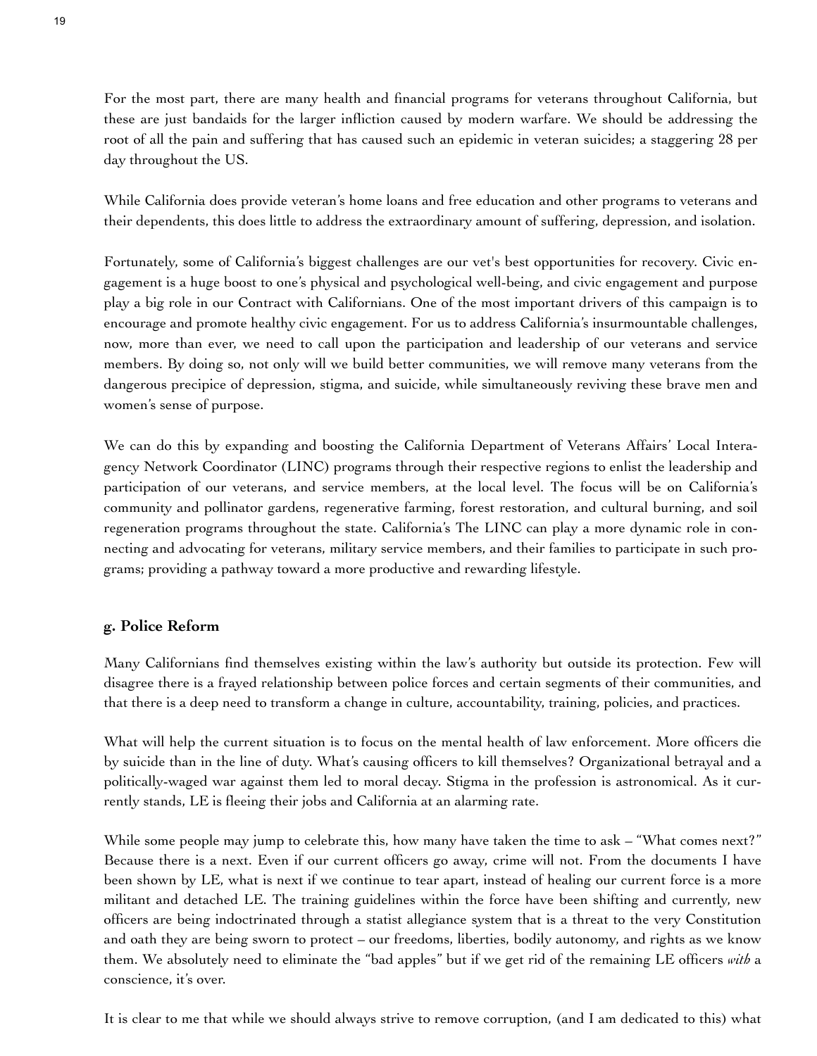For the most part, there are many health and financial programs for veterans throughout California, but these are just bandaids for the larger infliction caused by modern warfare. We should be addressing the root of all the pain and suffering that has caused such an epidemic in veteran suicides; a staggering 28 per day throughout the US.

While California does provide veteran's home loans and free education and other programs to veterans and their dependents, this does little to address the extraordinary amount of suffering, depression, and isolation.

Fortunately, some of California's biggest challenges are our vet's best opportunities for recovery. Civic engagement is a huge boost to one's physical and psychological well-being, and civic engagement and purpose play a big role in our Contract with Californians. One of the most important drivers of this campaign is to encourage and promote healthy civic engagement. For us to address California's insurmountable challenges, now, more than ever, we need to call upon the participation and leadership of our veterans and service members. By doing so, not only will we build better communities, we will remove many veterans from the dangerous precipice of depression, stigma, and suicide, while simultaneously reviving these brave men and women's sense of purpose.

We can do this by expanding and boosting the California Department of Veterans Affairs' Local Interagency Network Coordinator (LINC) programs through their respective regions to enlist the leadership and participation of our veterans, and service members, at the local level. The focus will be on California's community and pollinator gardens, regenerative farming, forest restoration, and cultural burning, and soil regeneration programs throughout the state. California's The LINC can play a more dynamic role in connecting and advocating for veterans, military service members, and their families to participate in such programs; providing a pathway toward a more productive and rewarding lifestyle.

### g. Police Reform

Many Californians find themselves existing within the law's authority but outside its protection. Few will disagree there is a frayed relationship between police forces and certain segments of their communities, and that there is a deep need to transform a change in culture, accountability, training, policies, and practices.

What will help the current situation is to focus on the mental health of law enforcement. More officers die by suicide than in the line of duty. What's causing officers to kill themselves? Organizational betrayal and a politically-waged war against them led to moral decay. Stigma in the profession is astronomical. As it currently stands, LE is fleeing their jobs and California at an alarming rate.

While some people may jump to celebrate this, how many have taken the time to ask – "What comes next?" Because there is a next. Even if our current officers go away, crime will not. From the documents I have been shown by LE, what is next if we continue to tear apart, instead of healing our current force is a more militant and detached LE. The training guidelines within the force have been shifting and currently, new officers are being indoctrinated through a statist allegiance system that is a threat to the very Constitution and oath they are being sworn to protect – our freedoms, liberties, bodily autonomy, and rights as we know them. We absolutely need to eliminate the "bad apples" but if we get rid of the remaining LE officers *with* a conscience, it's over.

It is clear to me that while we should always strive to remove corruption, (and I am dedicated to this) what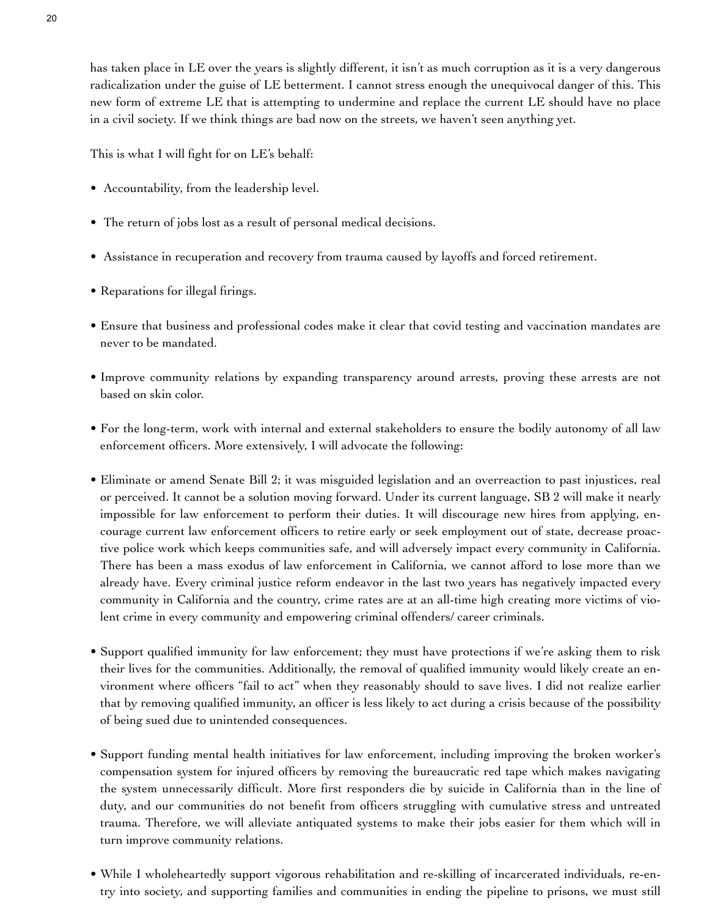has taken place in LE over the years is slightly different, it isn't as much corruption as it is a very dangerous radicalization under the guise of LE betterment. I cannot stress enough the unequivocal danger of this. This new form of extreme LE that is attempting to undermine and replace the current LE should have no place in a civil society. If we think things are bad now on the streets, we haven't seen anything yet.

This is what I will fight for on LE's behalf:

- Accountability, from the leadership level.
- The return of jobs lost as a result of personal medical decisions.
- Assistance in recuperation and recovery from trauma caused by layoffs and forced retirement.
- Reparations for illegal firings.
- Ensure that business and professional codes make it clear that covid testing and vaccination mandates are never to be mandated.
- Improve community relations by expanding transparency around arrests, proving these arrests are not based on skin color.
- For the long-term, work with internal and external stakeholders to ensure the bodily autonomy of all law enforcement officers. More extensively, I will advocate the following:
- Eliminate or amend Senate Bill 2; it was misguided legislation and an overreaction to past injustices, real or perceived. It cannot be a solution moving forward. Under its current language, SB 2 will make it nearly impossible for law enforcement to perform their duties. It will discourage new hires from applying, encourage current law enforcement officers to retire early or seek employment out of state, decrease proactive police work which keeps communities safe, and will adversely impact every community in California. There has been a mass exodus of law enforcement in California, we cannot afford to lose more than we already have. Every criminal justice reform endeavor in the last two years has negatively impacted every community in California and the country, crime rates are at an all-time high creating more victims of violent crime in every community and empowering criminal offenders/ career criminals.
- Support qualified immunity for law enforcement; they must have protections if we're asking them to risk their lives for the communities. Additionally, the removal of qualified immunity would likely create an environment where officers "fail to act" when they reasonably should to save lives. I did not realize earlier that by removing qualified immunity, an officer is less likely to act during a crisis because of the possibility of being sued due to unintended consequences.
- Support funding mental health initiatives for law enforcement, including improving the broken worker's compensation system for injured officers by removing the bureaucratic red tape which makes navigating the system unnecessarily difficult. More first responders die by suicide in California than in the line of duty, and our communities do not benefit from officers struggling with cumulative stress and untreated trauma. Therefore, we will alleviate antiquated systems to make their jobs easier for them which will in turn improve community relations.
- While I wholeheartedly support vigorous rehabilitation and re-skilling of incarcerated individuals, re-entry into society, and supporting families and communities in ending the pipeline to prisons, we must still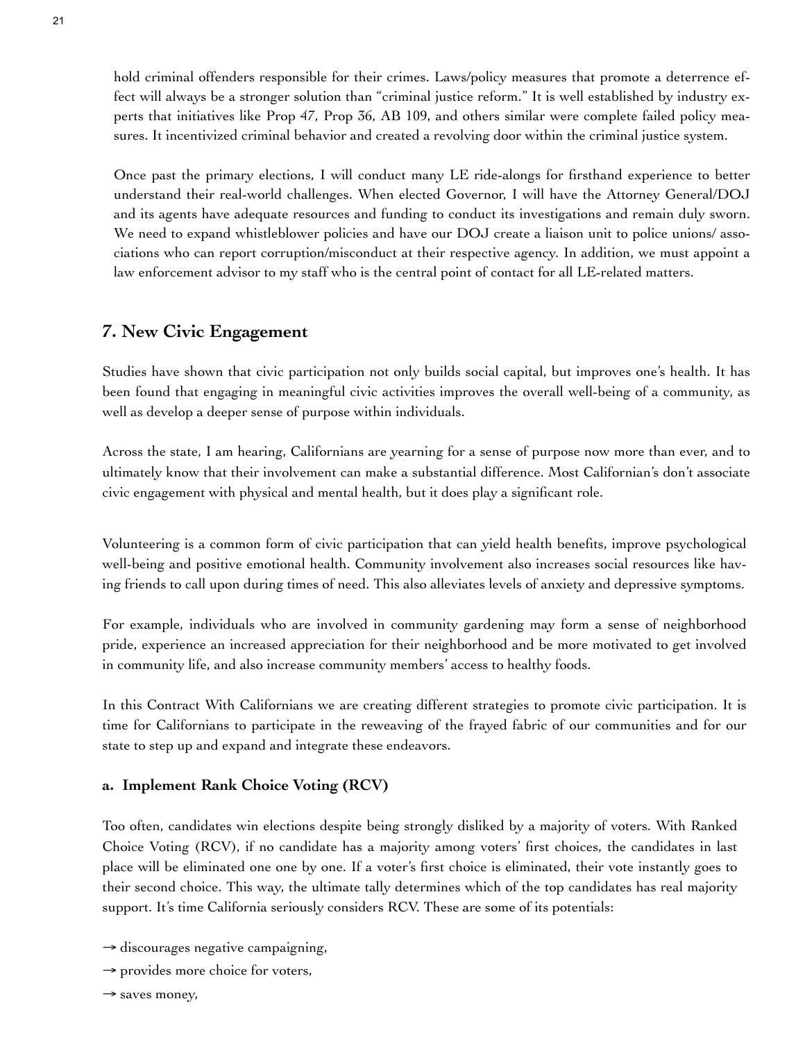hold criminal offenders responsible for their crimes. Laws/policy measures that promote a deterrence effect will always be a stronger solution than "criminal justice reform." It is well established by industry experts that initiatives like Prop 47, Prop 36, AB 109, and others similar were complete failed policy measures. It incentivized criminal behavior and created a revolving door within the criminal justice system.

Once past the primary elections, I will conduct many LE ride-alongs for firsthand experience to better understand their real-world challenges. When elected Governor, I will have the Attorney General/DOJ and its agents have adequate resources and funding to conduct its investigations and remain duly sworn. We need to expand whistleblower policies and have our DOJ create a liaison unit to police unions/ associations who can report corruption/misconduct at their respective agency. In addition, we must appoint a law enforcement advisor to my staff who is the central point of contact for all LE-related matters.

## 7. New Civic Engagement

Studies have shown that civic participation not only builds social capital, but improves one's health. It has been found that engaging in meaningful civic activities improves the overall well-being of a community, as well as develop a deeper sense of purpose within individuals.

Across the state, I am hearing, Californians are yearning for a sense of purpose now more than ever, and to ultimately know that their involvement can make a substantial difference. Most Californian's don't associate civic engagement with physical and mental health, but it does play a significant role.

Volunteering is a common form of civic participation that can yield health benefits, improve psychological well-being and positive emotional health. Community involvement also increases social resources like having friends to call upon during times of need. This also alleviates levels of anxiety and depressive symptoms.

For example, individuals who are involved in community gardening may form a sense of neighborhood pride, experience an increased appreciation for their neighborhood and be more motivated to get involved in community life, and also increase community members' access to healthy foods.

In this Contract With Californians we are creating different strategies to promote civic participation. It is time for Californians to participate in the reweaving of the frayed fabric of our communities and for our state to step up and expand and integrate these endeavors.

### a. Implement Rank Choice Voting (RCV)

Too often, candidates win elections despite being strongly disliked by a majority of voters. With Ranked Choice Voting (RCV), if no candidate has a majority among voters' first choices, the candidates in last place will be eliminated one one by one. If a voter's first choice is eliminated, their vote instantly goes to their second choice. This way, the ultimate tally determines which of the top candidates has real majority support. It's time California seriously considers RCV. These are some of its potentials:

→ discourages negative campaigning,

→ provides more choice for voters,

→ saves money,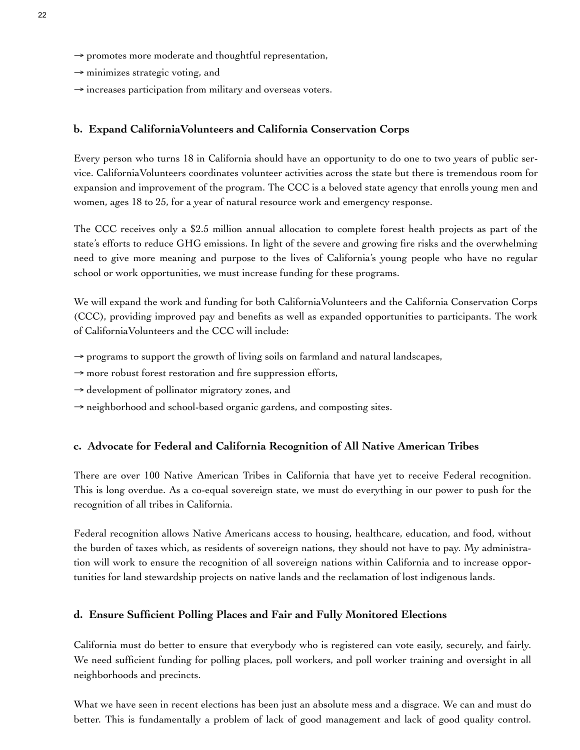→ promotes more moderate and thoughtful representation,

→ minimizes strategic voting, and

→ increases participation from military and overseas voters.

### b. Expand CaliforniaVolunteers and California Conservation Corps

Every person who turns 18 in California should have an opportunity to do one to two years of public service. CaliforniaVolunteers coordinates volunteer activities across the state but there is tremendous room for expansion and improvement of the program. The CCC is a beloved state agency that enrolls young men and women, ages 18 to 25, for a year of natural resource work and emergency response.

The CCC receives only a $2.5 million annual allocation to complete forest health projects as part of the state's efforts to reduce GHG emissions. In light of the severe and growing fire risks and the overwhelming need to give more meaning and purpose to the lives of California's young people who have no regular school or work opportunities, we must increase funding for these programs.

We will expand the work and funding for both CaliforniaVolunteers and the California Conservation Corps (CCC), providing improved pay and benefits as well as expanded opportunities to participants. The work of CaliforniaVolunteers and the CCC will include:

→ programs to support the growth of living soils on farmland and natural landscapes,

→ more robust forest restoration and fire suppression efforts,

→ development of pollinator migratory zones, and

→ neighborhood and school-based organic gardens, and composting sites.

### c. Advocate for Federal and California Recognition of All Native American Tribes

There are over 100 Native American Tribes in California that have yet to receive Federal recognition. This is long overdue. As a co-equal sovereign state, we must do everything in our power to push for the recognition of all tribes in California.

Federal recognition allows Native Americans access to housing, healthcare, education, and food, without the burden of taxes which, as residents of sovereign nations, they should not have to pay. My administration will work to ensure the recognition of all sovereign nations within California and to increase opportunities for land stewardship projects on native lands and the reclamation of lost indigenous lands.

### d. Ensure Sufficient Polling Places and Fair and Fully Monitored Elections

California must do better to ensure that everybody who is registered can vote easily, securely, and fairly. We need sufficient funding for polling places, poll workers, and poll worker training and oversight in all neighborhoods and precincts.

What we have seen in recent elections has been just an absolute mess and a disgrace. We can and must do better. This is fundamentally a problem of lack of good management and lack of good quality control.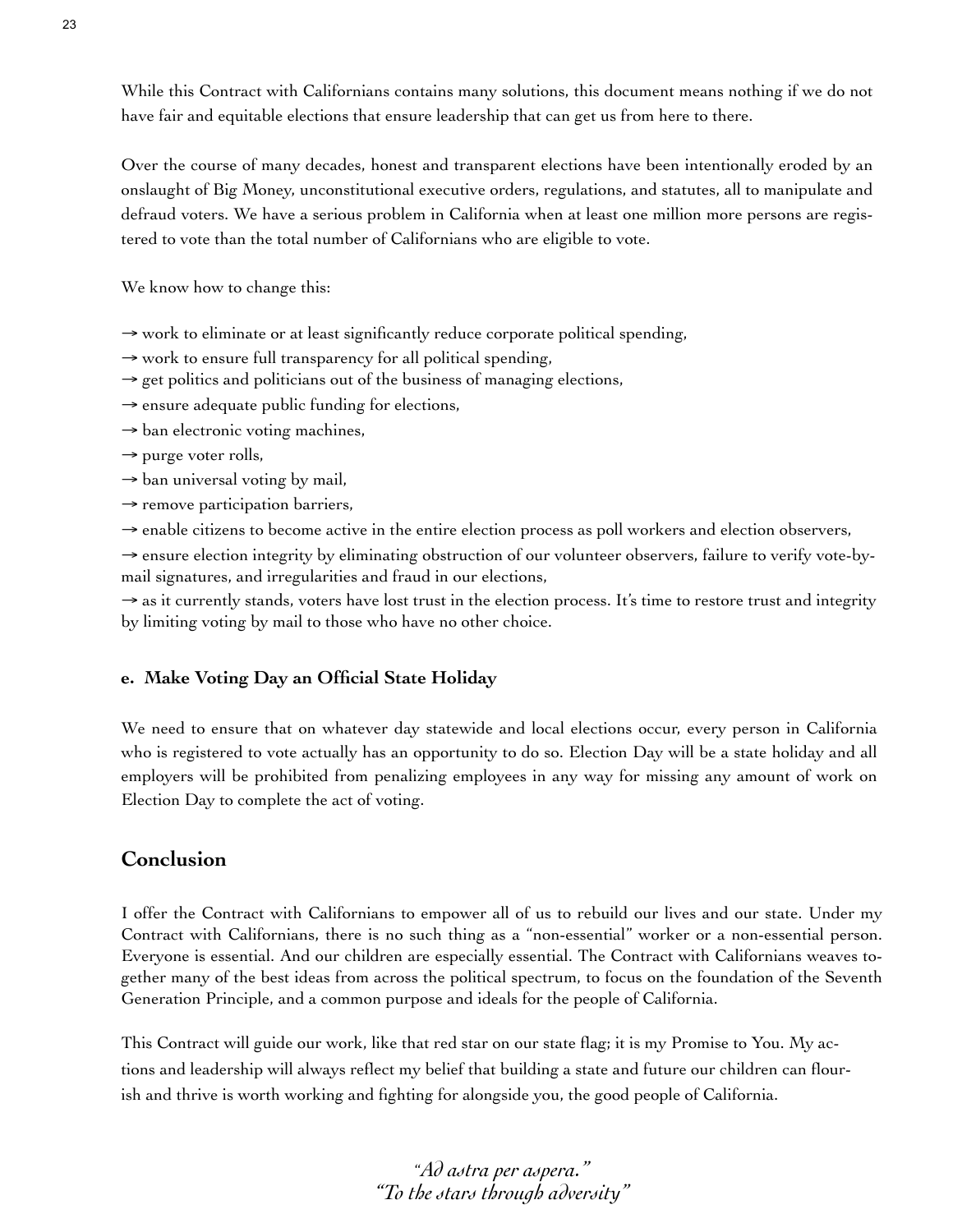While this Contract with Californians contains many solutions, this document means nothing if we do not have fair and equitable elections that ensure leadership that can get us from here to there.

Over the course of many decades, honest and transparent elections have been intentionally eroded by an onslaught of Big Money, unconstitutional executive orders, regulations, and statutes, all to manipulate and defraud voters. We have a serious problem in California when at least one million more persons are registered to vote than the total number of Californians who are eligible to vote.

We know how to change this:

→ work to eliminate or at least significantly reduce corporate political spending,
→ work to ensure full transparency for all political spending,
→ get politics and politicians out of the business of managing elections,
→ ensure adequate public funding for elections,
→ ban electronic voting machines,
→ purge voter rolls,
→ ban universal voting by mail,
→ remove participation barriers,
→ enable citizens to become active in the entire election process as poll workers and election observers,
→ ensure election integrity by eliminating obstruction of our volunteer observers, failure to verify vote-by-mail signatures, and irregularities and fraud in our elections,
→ as it currently stands, voters have lost trust in the election process. It's time to restore trust and integrity by limiting voting by mail to those who have no other choice.

### e. Make Voting Day an Official State Holiday

We need to ensure that on whatever day statewide and local elections occur, every person in California who is registered to vote actually has an opportunity to do so. Election Day will be a state holiday and all employers will be prohibited from penalizing employees in any way for missing any amount of work on Election Day to complete the act of voting.

## Conclusion

I offer the Contract with Californians to empower all of us to rebuild our lives and our state. Under my Contract with Californians, there is no such thing as a "non-essential" worker or a non-essential person. Everyone is essential. And our children are especially essential. The Contract with Californians weaves together many of the best ideas from across the political spectrum, to focus on the foundation of the Seventh Generation Principle, and a common purpose and ideals for the people of California.

This Contract will guide our work, like that red star on our state flag; it is my Promise to You. My actions and leadership will always reflect my belief that building a state and future our children can flourish and thrive is worth working and fighting for alongside you, the good people of California.

*"Ad astra per aspera."*
*"To the stars through adversity"*